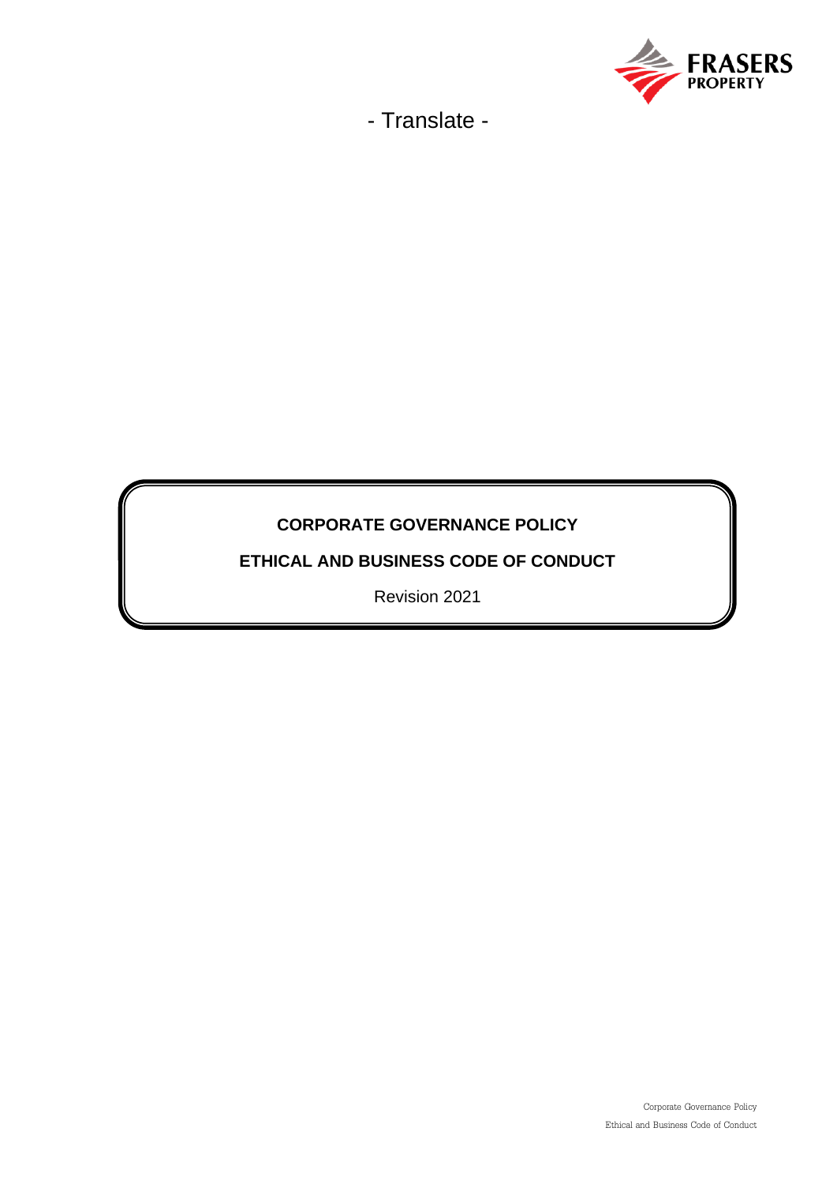- Translate -

**CORPORATE GOVERNANCE POLICY**

**ETHICAL AND BUSINESS CODE OF CONDUCT**

Revision 2021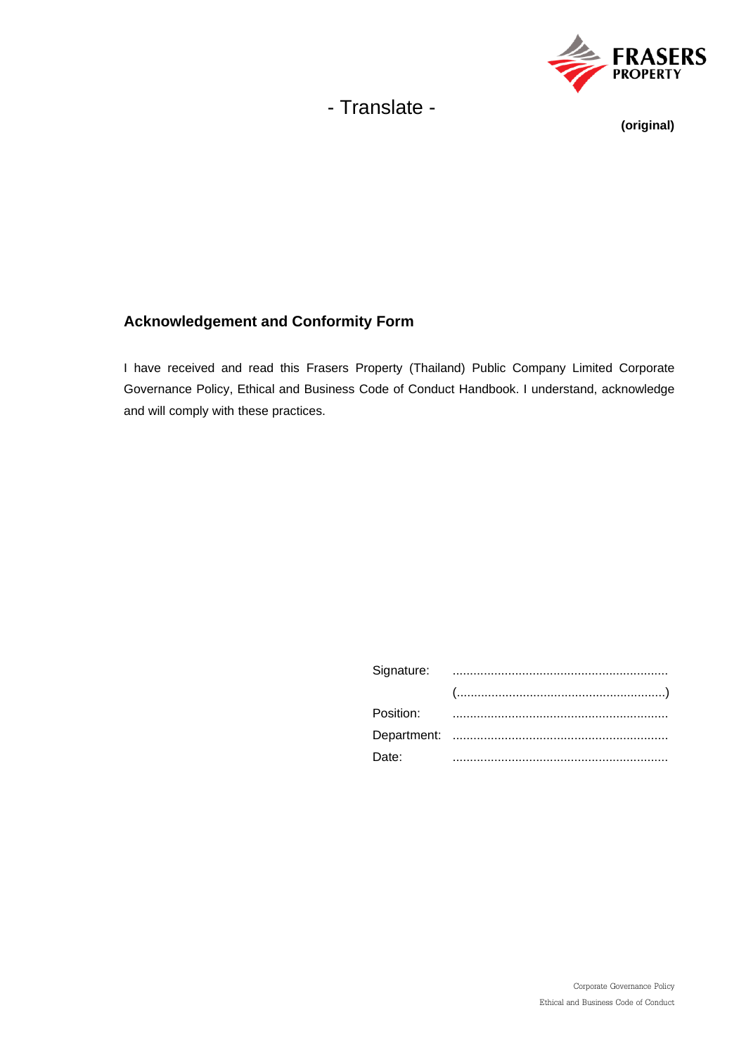- Translate -

**(original)**

## Acknowledgement and Conformity Form

I have received and read this Frasers Property (Thailand) Public Company Limited Corporate Governance Policy, Ethical and Business Code of Conduct Handbook. I understand, acknowledge and will comply with these practices.

| | |
|---|---|
| Signature: | ............................................................. |
| | (...........................................................) |
| Position: | ............................................................. |
| Department: | ............................................................. |
| Date: | ............................................................. |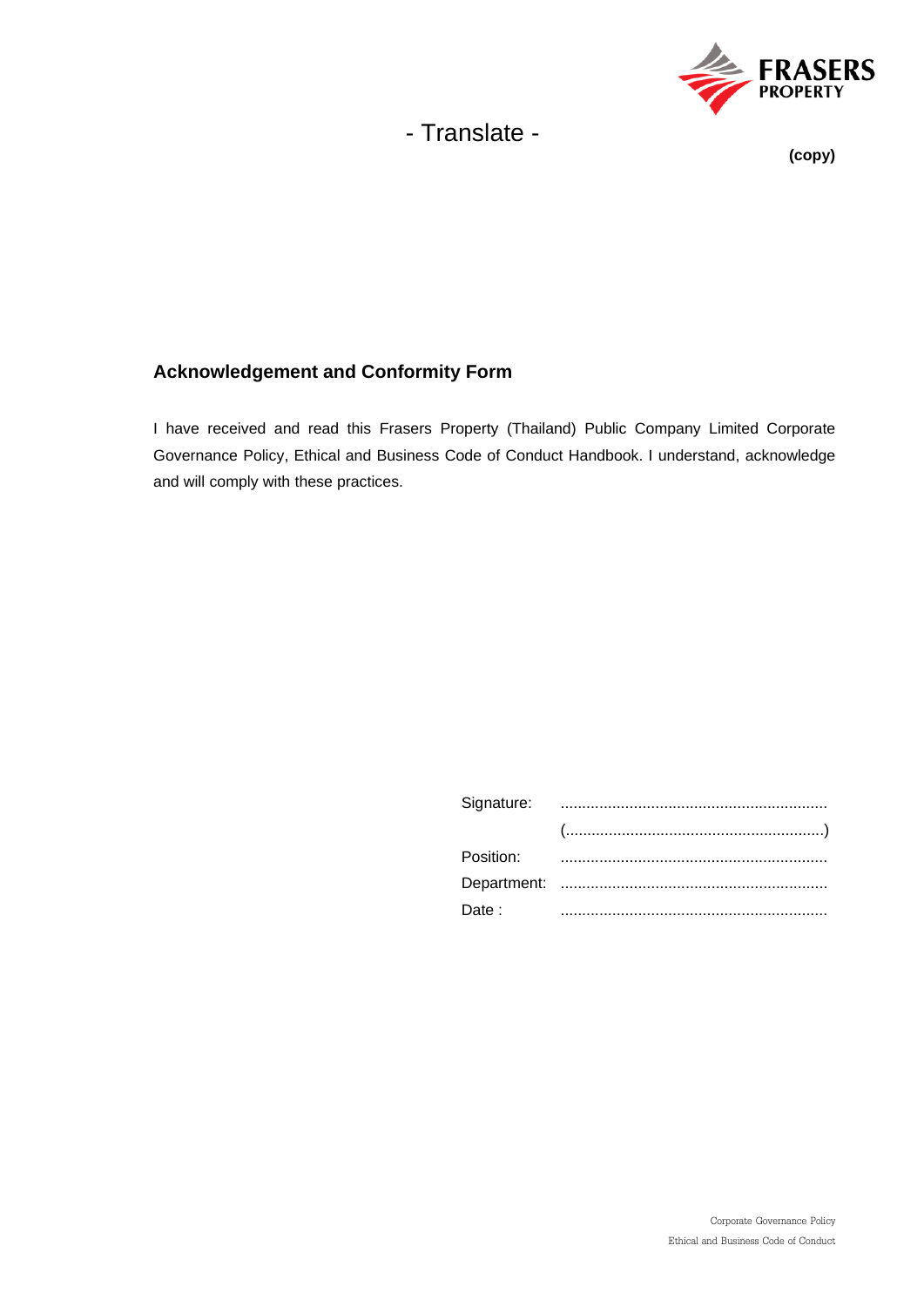- Translate -

**(copy)**

## Acknowledgement and Conformity Form

I have received and read this Frasers Property (Thailand) Public Company Limited Corporate Governance Policy, Ethical and Business Code of Conduct Handbook. I understand, acknowledge and will comply with these practices.

Signature: .............................................................

(...........................................................)

Position: .............................................................

Department: .............................................................

Date : .............................................................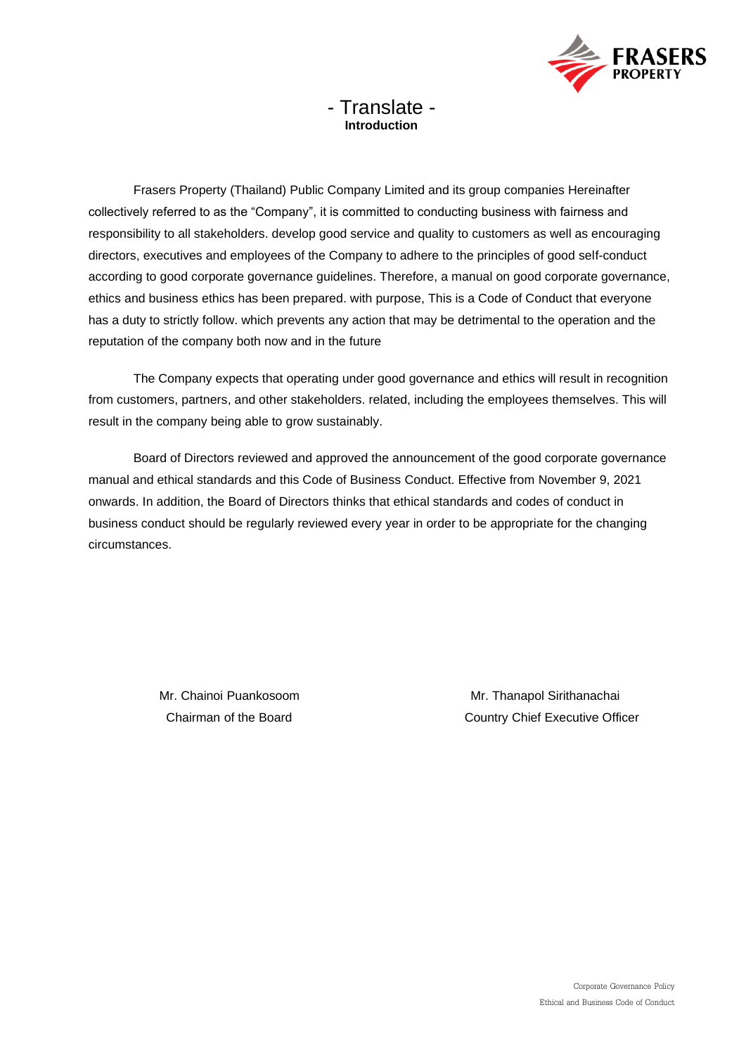- Translate -

## Introduction

Frasers Property (Thailand) Public Company Limited and its group companies Hereinafter collectively referred to as the "Company", it is committed to conducting business with fairness and responsibility to all stakeholders. develop good service and quality to customers as well as encouraging directors, executives and employees of the Company to adhere to the principles of good self-conduct according to good corporate governance guidelines. Therefore, a manual on good corporate governance, ethics and business ethics has been prepared. with purpose, This is a Code of Conduct that everyone has a duty to strictly follow. which prevents any action that may be detrimental to the operation and the reputation of the company both now and in the future

The Company expects that operating under good governance and ethics will result in recognition from customers, partners, and other stakeholders. related, including the employees themselves. This will result in the company being able to grow sustainably.

Board of Directors reviewed and approved the announcement of the good corporate governance manual and ethical standards and this Code of Business Conduct. Effective from November 9, 2021 onwards. In addition, the Board of Directors thinks that ethical standards and codes of conduct in business conduct should be regularly reviewed every year in order to be appropriate for the changing circumstances.

Mr. Chainoi Puankosoom
Chairman of the Board

Mr. Thanapol Sirithanachai
Country Chief Executive Officer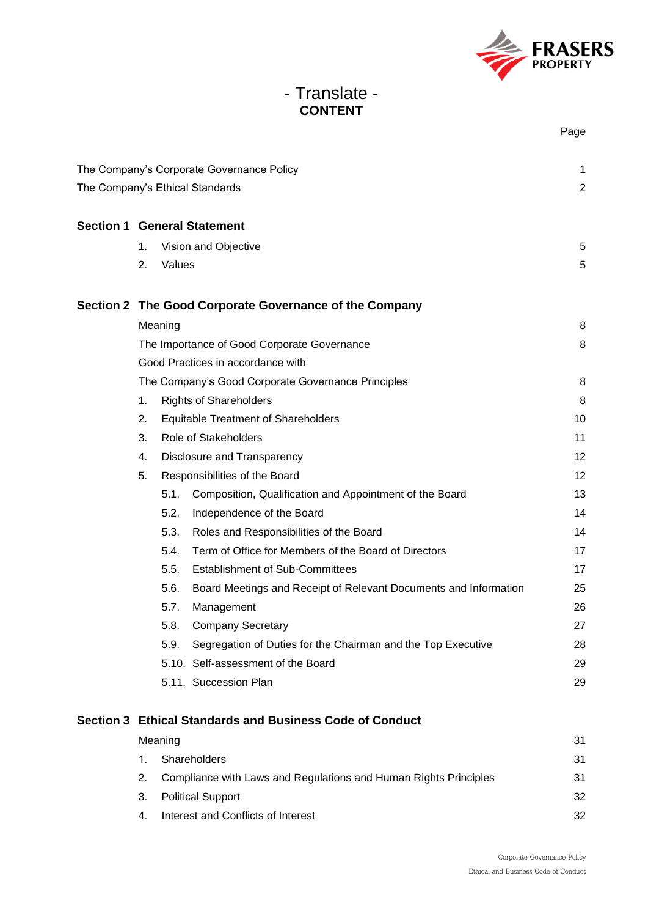- Translate -

# CONTENT

| | Page |
|---|---|
| The Company's Corporate Governance Policy | 1 |
| The Company's Ethical Standards | 2 |
| **Section 1 General Statement** | |
| 1. Vision and Objective | 5 |
| 2. Values | 5 |
| **Section 2 The Good Corporate Governance of the Company** | |
| Meaning | 8 |
| The Importance of Good Corporate Governance | 8 |
| Good Practices in accordance with The Company's Good Corporate Governance Principles | 8 |
| 1. Rights of Shareholders | 8 |
| 2. Equitable Treatment of Shareholders | 10 |
| 3. Role of Stakeholders | 11 |
| 4. Disclosure and Transparency | 12 |
| 5. Responsibilities of the Board | 12 |
| 5.1. Composition, Qualification and Appointment of the Board | 13 |
| 5.2. Independence of the Board | 14 |
| 5.3. Roles and Responsibilities of the Board | 14 |
| 5.4. Term of Office for Members of the Board of Directors | 17 |
| 5.5. Establishment of Sub-Committees | 17 |
| 5.6. Board Meetings and Receipt of Relevant Documents and Information | 25 |
| 5.7. Management | 26 |
| 5.8. Company Secretary | 27 |
| 5.9. Segregation of Duties for the Chairman and the Top Executive | 28 |
| 5.10. Self-assessment of the Board | 29 |
| 5.11. Succession Plan | 29 |
| **Section 3 Ethical Standards and Business Code of Conduct** | |
| Meaning | 31 |
| 1. Shareholders | 31 |
| 2. Compliance with Laws and Regulations and Human Rights Principles | 31 |
| 3. Political Support | 32 |
| 4. Interest and Conflicts of Interest | 32 |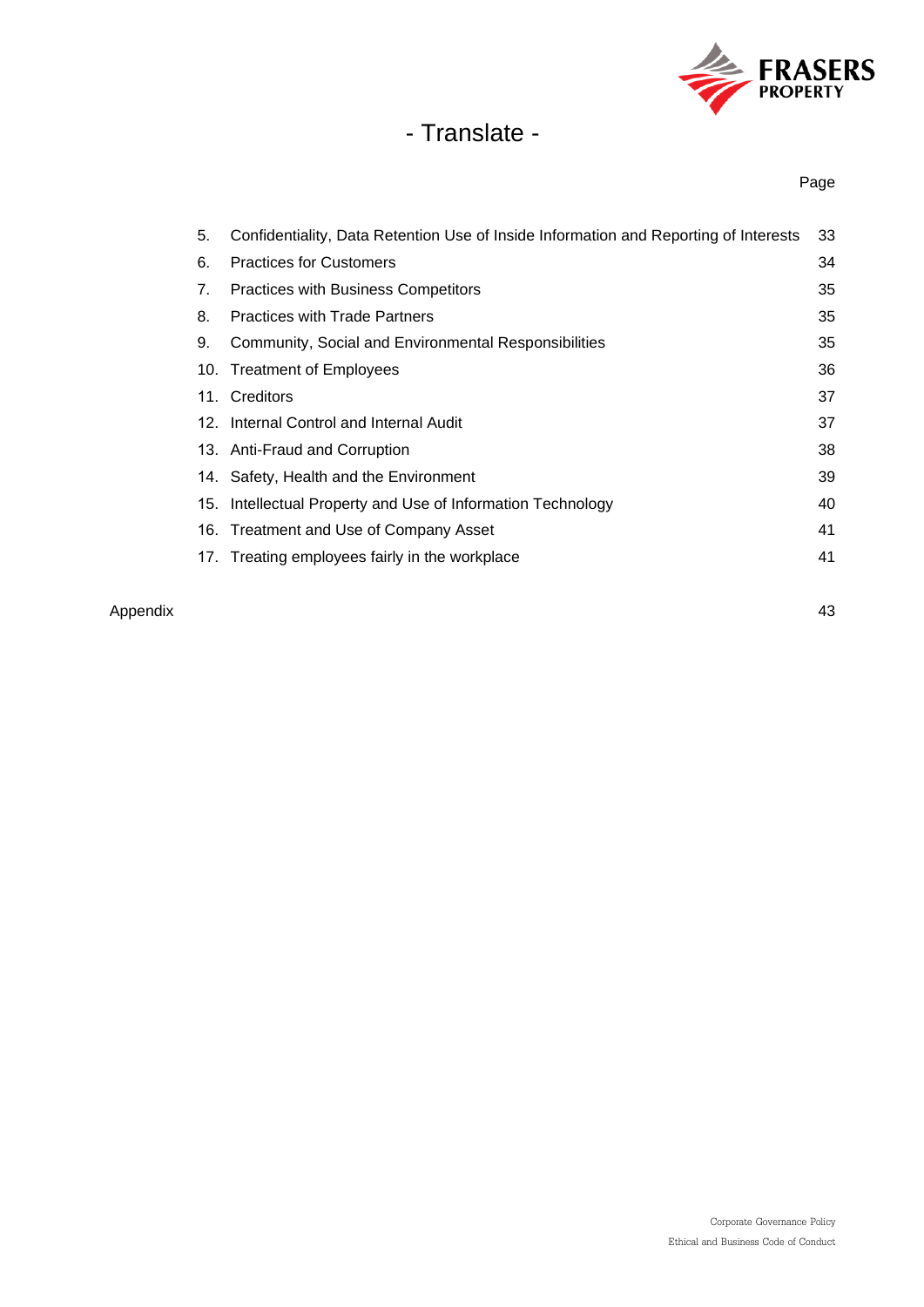- Translate -

| | | Page |
|---|---|---|
| 5. | Confidentiality, Data Retention Use of Inside Information and Reporting of Interests | 33 |
| 6. | Practices for Customers | 34 |
| 7. | Practices with Business Competitors | 35 |
| 8. | Practices with Trade Partners | 35 |
| 9. | Community, Social and Environmental Responsibilities | 35 |
| 10. | Treatment of Employees | 36 |
| 11. | Creditors | 37 |
| 12. | Internal Control and Internal Audit | 37 |
| 13. | Anti-Fraud and Corruption | 38 |
| 14. | Safety, Health and the Environment | 39 |
| 15. | Intellectual Property and Use of Information Technology | 40 |
| 16. | Treatment and Use of Company Asset | 41 |
| 17. | Treating employees fairly in the workplace | 41 |

Appendix 43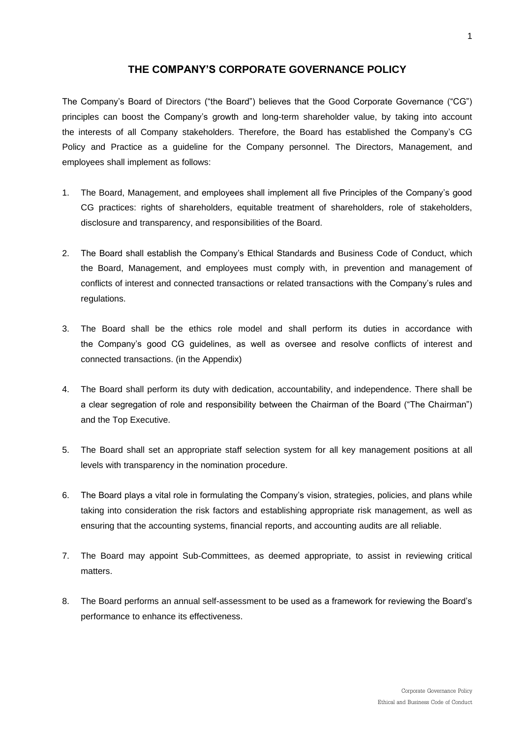# THE COMPANY'S CORPORATE GOVERNANCE POLICY

The Company's Board of Directors ("the Board") believes that the Good Corporate Governance ("CG") principles can boost the Company's growth and long-term shareholder value, by taking into account the interests of all Company stakeholders. Therefore, the Board has established the Company's CG Policy and Practice as a guideline for the Company personnel. The Directors, Management, and employees shall implement as follows:

1. The Board, Management, and employees shall implement all five Principles of the Company's good CG practices: rights of shareholders, equitable treatment of shareholders, role of stakeholders, disclosure and transparency, and responsibilities of the Board.

2. The Board shall establish the Company's Ethical Standards and Business Code of Conduct, which the Board, Management, and employees must comply with, in prevention and management of conflicts of interest and connected transactions or related transactions with the Company's rules and regulations.

3. The Board shall be the ethics role model and shall perform its duties in accordance with the Company's good CG guidelines, as well as oversee and resolve conflicts of interest and connected transactions. (in the Appendix)

4. The Board shall perform its duty with dedication, accountability, and independence. There shall be a clear segregation of role and responsibility between the Chairman of the Board ("The Chairman") and the Top Executive.

5. The Board shall set an appropriate staff selection system for all key management positions at all levels with transparency in the nomination procedure.

6. The Board plays a vital role in formulating the Company's vision, strategies, policies, and plans while taking into consideration the risk factors and establishing appropriate risk management, as well as ensuring that the accounting systems, financial reports, and accounting audits are all reliable.

7. The Board may appoint Sub-Committees, as deemed appropriate, to assist in reviewing critical matters.

8. The Board performs an annual self-assessment to be used as a framework for reviewing the Board's performance to enhance its effectiveness.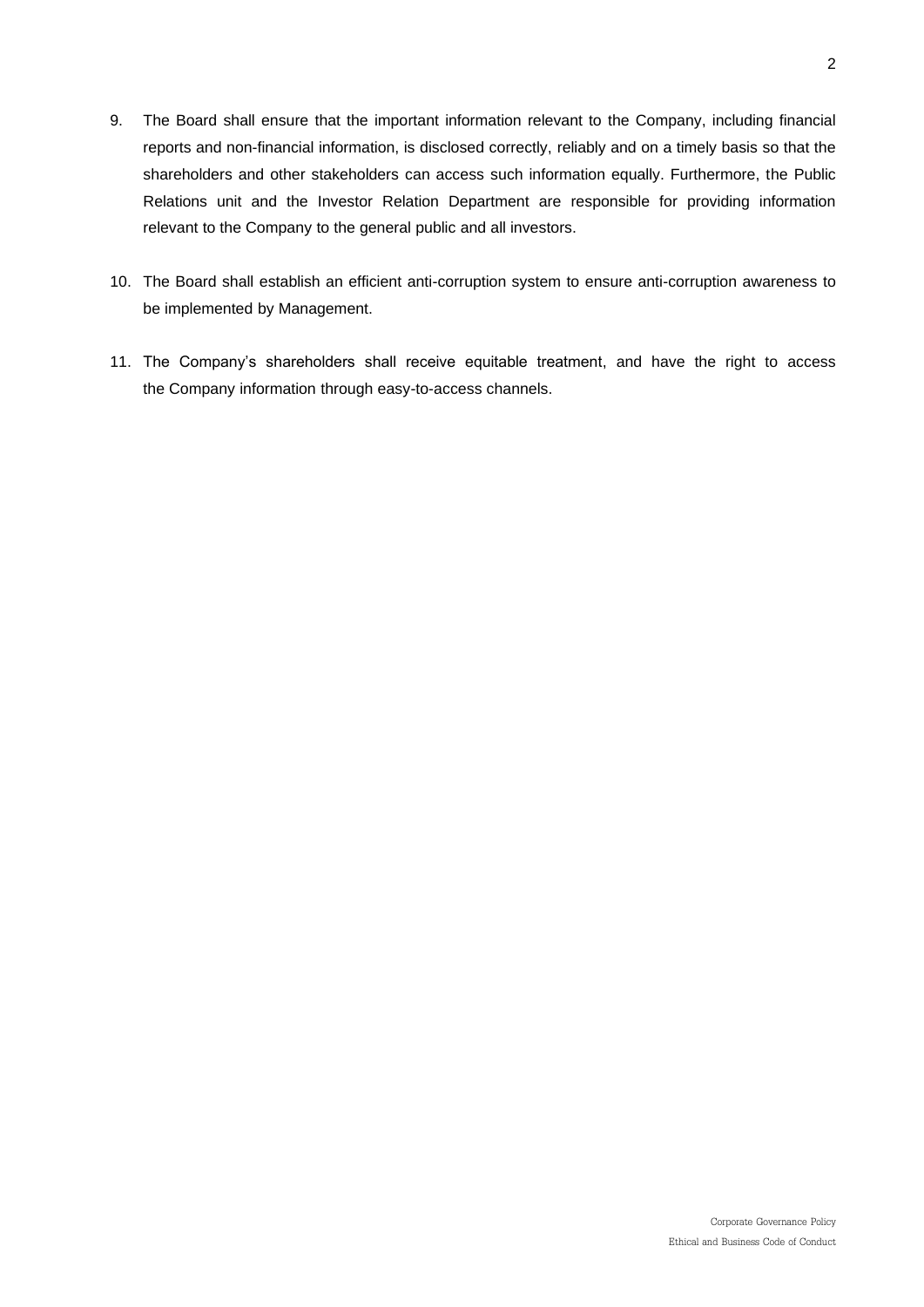9. The Board shall ensure that the important information relevant to the Company, including financial reports and non-financial information, is disclosed correctly, reliably and on a timely basis so that the shareholders and other stakeholders can access such information equally. Furthermore, the Public Relations unit and the Investor Relation Department are responsible for providing information relevant to the Company to the general public and all investors.

10. The Board shall establish an efficient anti-corruption system to ensure anti-corruption awareness to be implemented by Management.

11. The Company's shareholders shall receive equitable treatment, and have the right to access the Company information through easy-to-access channels.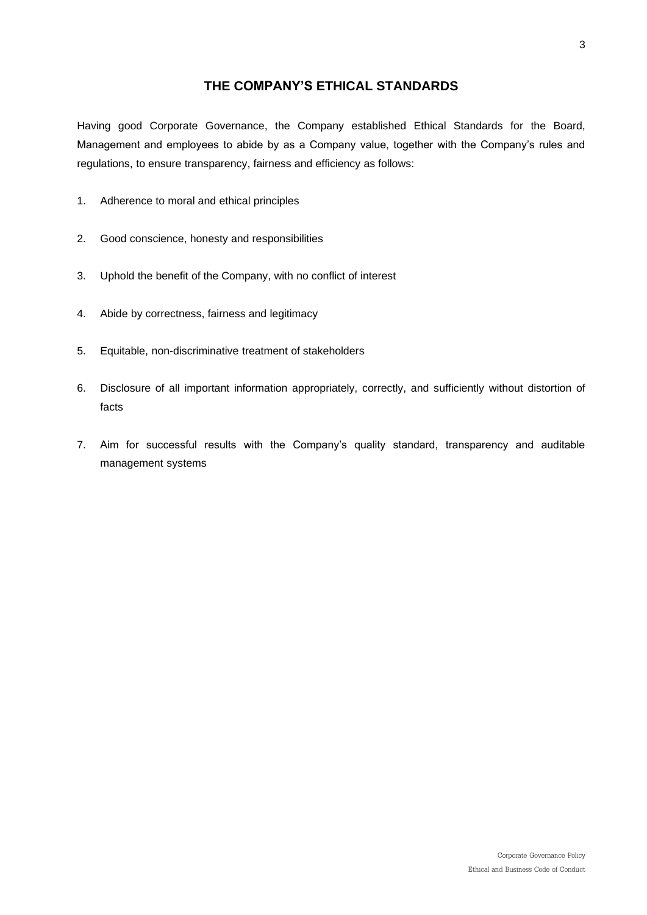# THE COMPANY'S ETHICAL STANDARDS

Having good Corporate Governance, the Company established Ethical Standards for the Board, Management and employees to abide by as a Company value, together with the Company's rules and regulations, to ensure transparency, fairness and efficiency as follows:

1. Adherence to moral and ethical principles
2. Good conscience, honesty and responsibilities
3. Uphold the benefit of the Company, with no conflict of interest
4. Abide by correctness, fairness and legitimacy
5. Equitable, non-discriminative treatment of stakeholders
6. Disclosure of all important information appropriately, correctly, and sufficiently without distortion of facts
7. Aim for successful results with the Company's quality standard, transparency and auditable management systems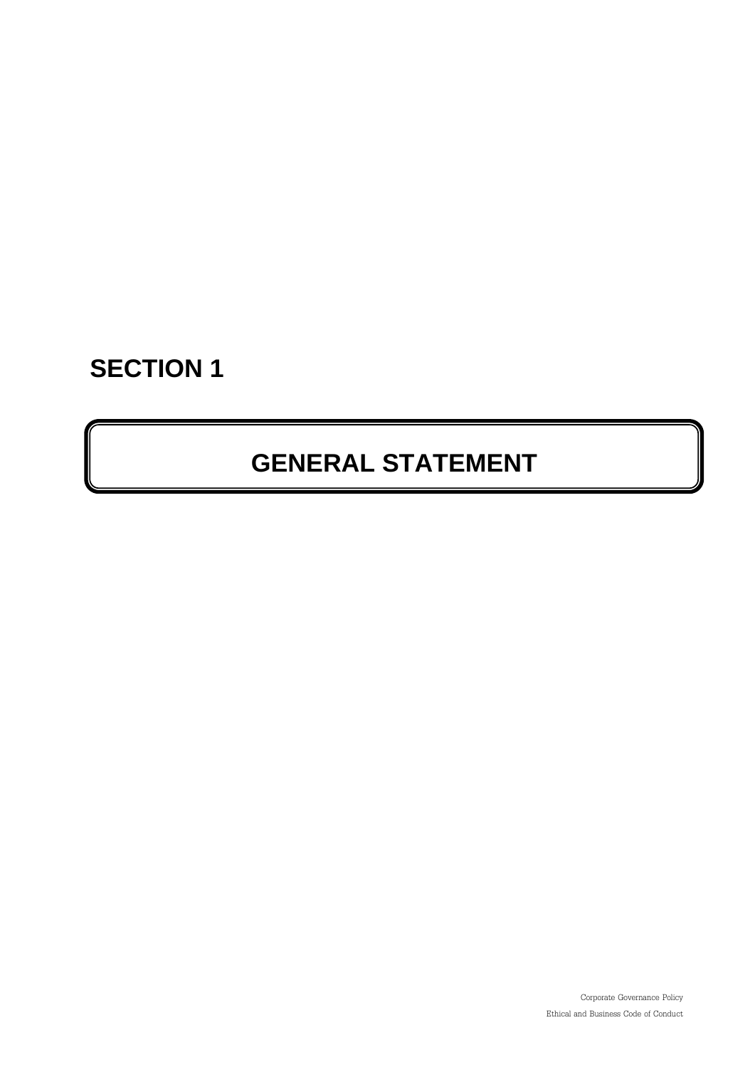# SECTION 1

## GENERAL STATEMENT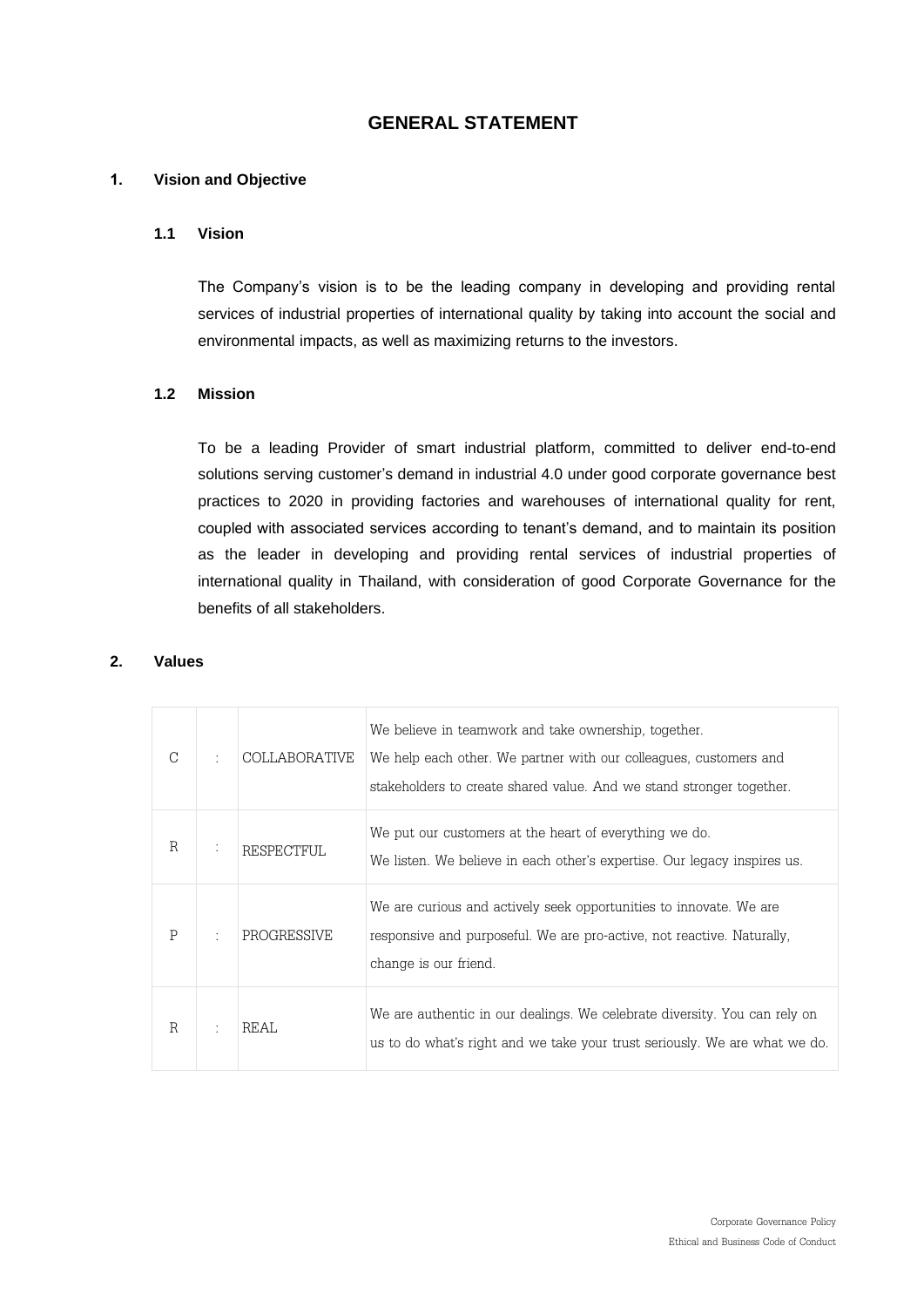# GENERAL STATEMENT

## 1. Vision and Objective

### 1.1 Vision

The Company's vision is to be the leading company in developing and providing rental services of industrial properties of international quality by taking into account the social and environmental impacts, as well as maximizing returns to the investors.

### 1.2 Mission

To be a leading Provider of smart industrial platform, committed to deliver end-to-end solutions serving customer's demand in industrial 4.0 under good corporate governance best practices to 2020 in providing factories and warehouses of international quality for rent, coupled with associated services according to tenant's demand, and to maintain its position as the leader in developing and providing rental services of industrial properties of international quality in Thailand, with consideration of good Corporate Governance for the benefits of all stakeholders.

## 2. Values

| | | | |
|---|---|---|---|
| C | : | COLLABORATIVE | We believe in teamwork and take ownership, together. We help each other. We partner with our colleagues, customers and stakeholders to create shared value. And we stand stronger together. |
| R | : | RESPECTFUL | We put our customers at the heart of everything we do. We listen. We believe in each other's expertise. Our legacy inspires us. |
| P | : | PROGRESSIVE | We are curious and actively seek opportunities to innovate. We are responsive and purposeful. We are pro-active, not reactive. Naturally, change is our friend. |
| R | : | REAL | We are authentic in our dealings. We celebrate diversity. You can rely on us to do what's right and we take your trust seriously. We are what we do. |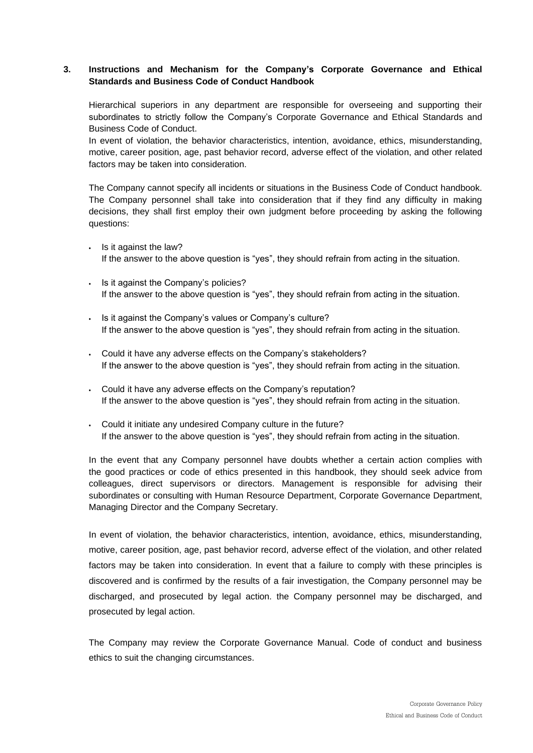## 3. Instructions and Mechanism for the Company's Corporate Governance and Ethical Standards and Business Code of Conduct Handbook

Hierarchical superiors in any department are responsible for overseeing and supporting their subordinates to strictly follow the Company's Corporate Governance and Ethical Standards and Business Code of Conduct.

In event of violation, the behavior characteristics, intention, avoidance, ethics, misunderstanding, motive, career position, age, past behavior record, adverse effect of the violation, and other related factors may be taken into consideration.

The Company cannot specify all incidents or situations in the Business Code of Conduct handbook. The Company personnel shall take into consideration that if they find any difficulty in making decisions, they shall first employ their own judgment before proceeding by asking the following questions:

- Is it against the law?
  If the answer to the above question is "yes", they should refrain from acting in the situation.
- Is it against the Company's policies?
  If the answer to the above question is "yes", they should refrain from acting in the situation.
- Is it against the Company's values or Company's culture?
  If the answer to the above question is "yes", they should refrain from acting in the situation.
- Could it have any adverse effects on the Company's stakeholders?
  If the answer to the above question is "yes", they should refrain from acting in the situation.
- Could it have any adverse effects on the Company's reputation?
  If the answer to the above question is "yes", they should refrain from acting in the situation.
- Could it initiate any undesired Company culture in the future?
  If the answer to the above question is "yes", they should refrain from acting in the situation.

In the event that any Company personnel have doubts whether a certain action complies with the good practices or code of ethics presented in this handbook, they should seek advice from colleagues, direct supervisors or directors. Management is responsible for advising their subordinates or consulting with Human Resource Department, Corporate Governance Department, Managing Director and the Company Secretary.

In event of violation, the behavior characteristics, intention, avoidance, ethics, misunderstanding, motive, career position, age, past behavior record, adverse effect of the violation, and other related factors may be taken into consideration. In event that a failure to comply with these principles is discovered and is confirmed by the results of a fair investigation, the Company personnel may be discharged, and prosecuted by legal action. the Company personnel may be discharged, and prosecuted by legal action.

The Company may review the Corporate Governance Manual. Code of conduct and business ethics to suit the changing circumstances.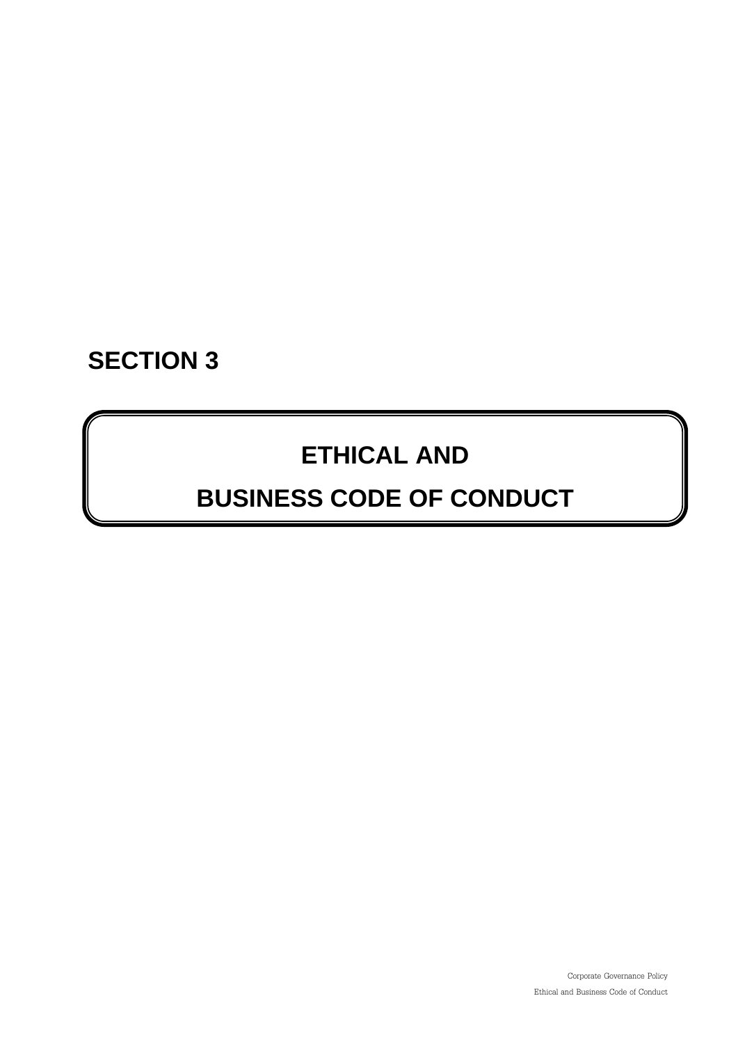# SECTION 3

## ETHICAL AND
## BUSINESS CODE OF CONDUCT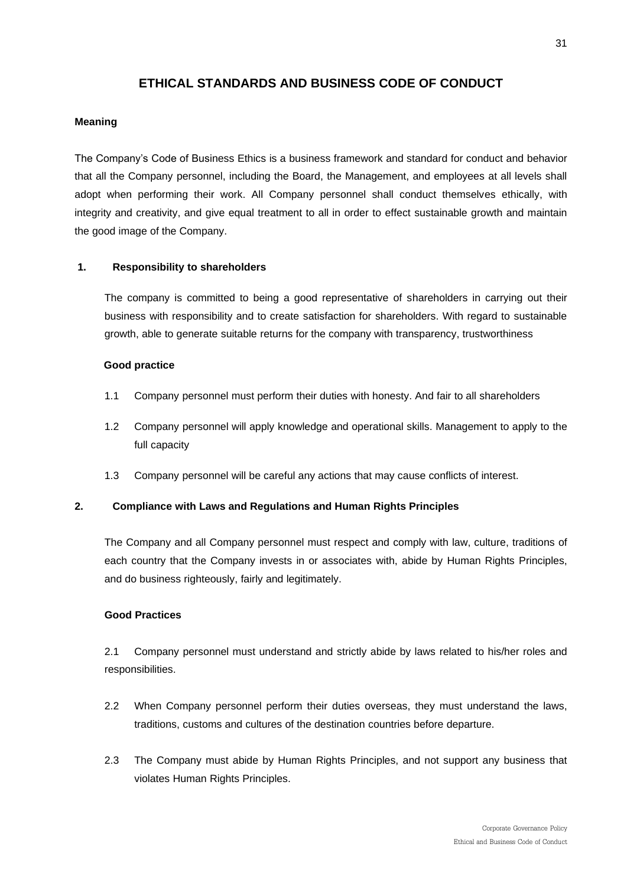# ETHICAL STANDARDS AND BUSINESS CODE OF CONDUCT

**Meaning**

The Company's Code of Business Ethics is a business framework and standard for conduct and behavior that all the Company personnel, including the Board, the Management, and employees at all levels shall adopt when performing their work. All Company personnel shall conduct themselves ethically, with integrity and creativity, and give equal treatment to all in order to effect sustainable growth and maintain the good image of the Company.

## 1. Responsibility to shareholders

The company is committed to being a good representative of shareholders in carrying out their business with responsibility and to create satisfaction for shareholders. With regard to sustainable growth, able to generate suitable returns for the company with transparency, trustworthiness

**Good practice**

1.1 Company personnel must perform their duties with honesty. And fair to all shareholders

1.2 Company personnel will apply knowledge and operational skills. Management to apply to the full capacity

1.3 Company personnel will be careful any actions that may cause conflicts of interest.

## 2. Compliance with Laws and Regulations and Human Rights Principles

The Company and all Company personnel must respect and comply with law, culture, traditions of each country that the Company invests in or associates with, abide by Human Rights Principles, and do business righteously, fairly and legitimately.

**Good Practices**

2.1 Company personnel must understand and strictly abide by laws related to his/her roles and responsibilities.

2.2 When Company personnel perform their duties overseas, they must understand the laws, traditions, customs and cultures of the destination countries before departure.

2.3 The Company must abide by Human Rights Principles, and not support any business that violates Human Rights Principles.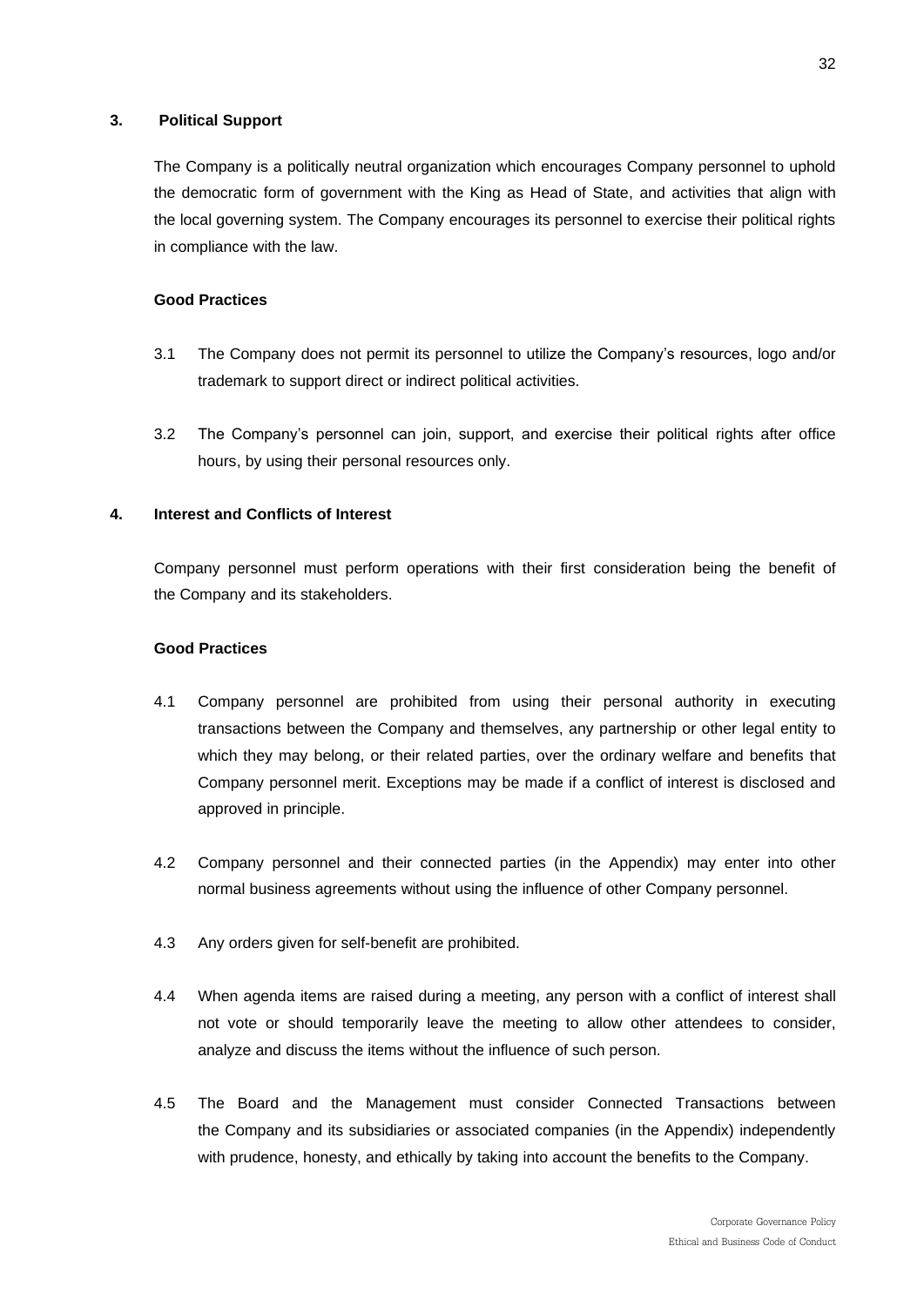## 3. Political Support

The Company is a politically neutral organization which encourages Company personnel to uphold the democratic form of government with the King as Head of State, and activities that align with the local governing system. The Company encourages its personnel to exercise their political rights in compliance with the law.

**Good Practices**

3.1 The Company does not permit its personnel to utilize the Company's resources, logo and/or trademark to support direct or indirect political activities.

3.2 The Company's personnel can join, support, and exercise their political rights after office hours, by using their personal resources only.

## 4. Interest and Conflicts of Interest

Company personnel must perform operations with their first consideration being the benefit of the Company and its stakeholders.

**Good Practices**

4.1 Company personnel are prohibited from using their personal authority in executing transactions between the Company and themselves, any partnership or other legal entity to which they may belong, or their related parties, over the ordinary welfare and benefits that Company personnel merit. Exceptions may be made if a conflict of interest is disclosed and approved in principle.

4.2 Company personnel and their connected parties (in the Appendix) may enter into other normal business agreements without using the influence of other Company personnel.

4.3 Any orders given for self-benefit are prohibited.

4.4 When agenda items are raised during a meeting, any person with a conflict of interest shall not vote or should temporarily leave the meeting to allow other attendees to consider, analyze and discuss the items without the influence of such person.

4.5 The Board and the Management must consider Connected Transactions between the Company and its subsidiaries or associated companies (in the Appendix) independently with prudence, honesty, and ethically by taking into account the benefits to the Company.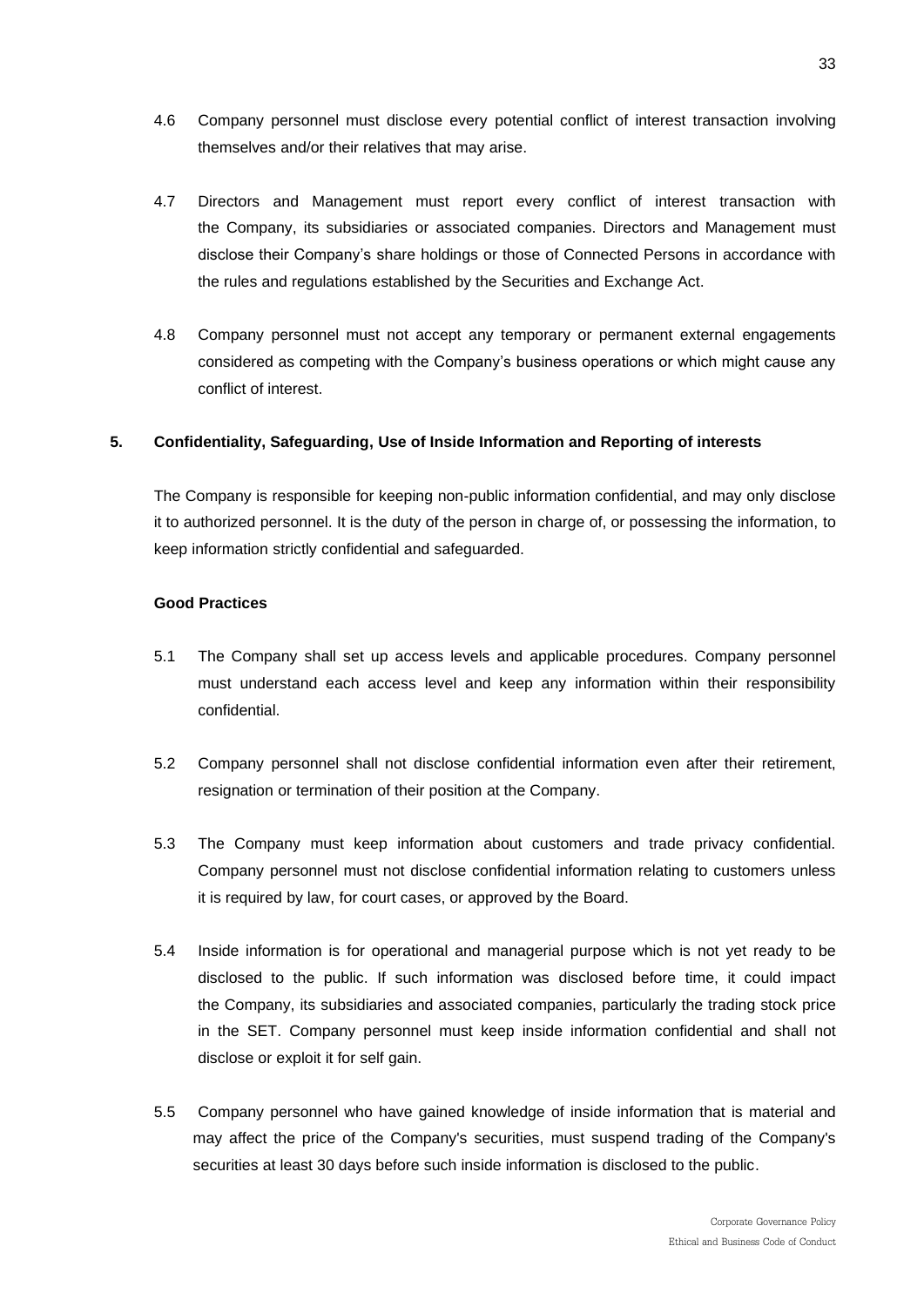4.6 Company personnel must disclose every potential conflict of interest transaction involving themselves and/or their relatives that may arise.

4.7 Directors and Management must report every conflict of interest transaction with the Company, its subsidiaries or associated companies. Directors and Management must disclose their Company's share holdings or those of Connected Persons in accordance with the rules and regulations established by the Securities and Exchange Act.

4.8 Company personnel must not accept any temporary or permanent external engagements considered as competing with the Company's business operations or which might cause any conflict of interest.

## 5. Confidentiality, Safeguarding, Use of Inside Information and Reporting of interests

The Company is responsible for keeping non-public information confidential, and may only disclose it to authorized personnel. It is the duty of the person in charge of, or possessing the information, to keep information strictly confidential and safeguarded.

**Good Practices**

5.1 The Company shall set up access levels and applicable procedures. Company personnel must understand each access level and keep any information within their responsibility confidential.

5.2 Company personnel shall not disclose confidential information even after their retirement, resignation or termination of their position at the Company.

5.3 The Company must keep information about customers and trade privacy confidential. Company personnel must not disclose confidential information relating to customers unless it is required by law, for court cases, or approved by the Board.

5.4 Inside information is for operational and managerial purpose which is not yet ready to be disclosed to the public. If such information was disclosed before time, it could impact the Company, its subsidiaries and associated companies, particularly the trading stock price in the SET. Company personnel must keep inside information confidential and shall not disclose or exploit it for self gain.

5.5 Company personnel who have gained knowledge of inside information that is material and may affect the price of the Company's securities, must suspend trading of the Company's securities at least 30 days before such inside information is disclosed to the public.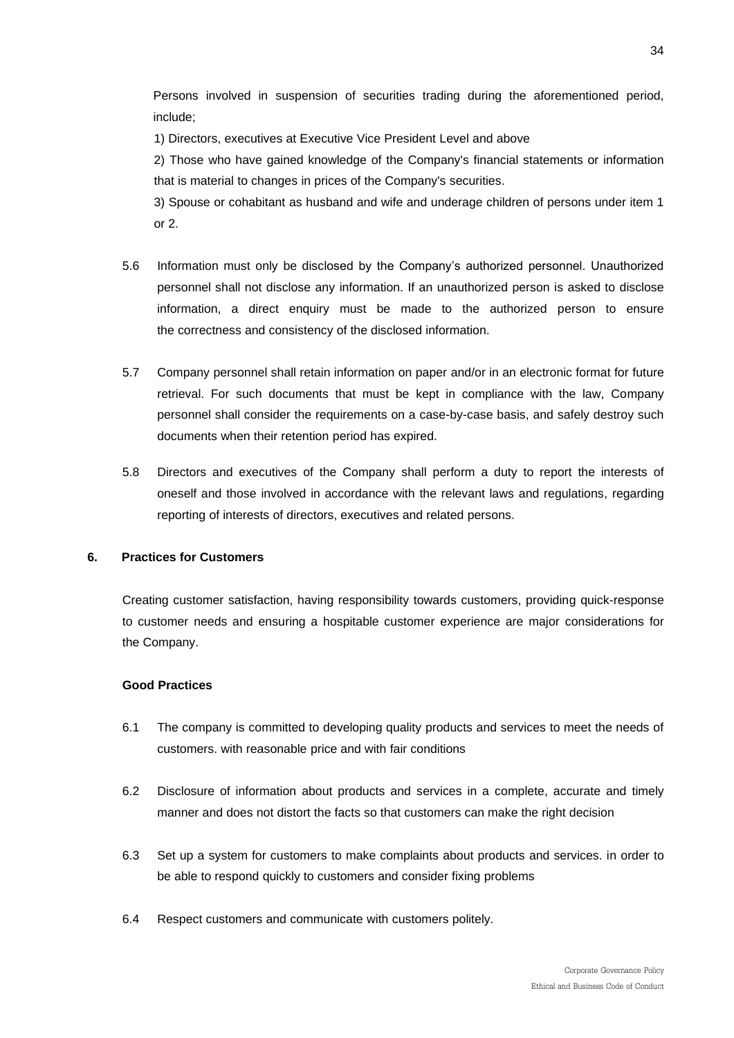Persons involved in suspension of securities trading during the aforementioned period, include;

1) Directors, executives at Executive Vice President Level and above

2) Those who have gained knowledge of the Company's financial statements or information that is material to changes in prices of the Company's securities.

3) Spouse or cohabitant as husband and wife and underage children of persons under item 1 or 2.

5.6 Information must only be disclosed by the Company's authorized personnel. Unauthorized personnel shall not disclose any information. If an unauthorized person is asked to disclose information, a direct enquiry must be made to the authorized person to ensure the correctness and consistency of the disclosed information.

5.7 Company personnel shall retain information on paper and/or in an electronic format for future retrieval. For such documents that must be kept in compliance with the law, Company personnel shall consider the requirements on a case-by-case basis, and safely destroy such documents when their retention period has expired.

5.8 Directors and executives of the Company shall perform a duty to report the interests of oneself and those involved in accordance with the relevant laws and regulations, regarding reporting of interests of directors, executives and related persons.

## 6. Practices for Customers

Creating customer satisfaction, having responsibility towards customers, providing quick-response to customer needs and ensuring a hospitable customer experience are major considerations for the Company.

**Good Practices**

6.1 The company is committed to developing quality products and services to meet the needs of customers. with reasonable price and with fair conditions

6.2 Disclosure of information about products and services in a complete, accurate and timely manner and does not distort the facts so that customers can make the right decision

6.3 Set up a system for customers to make complaints about products and services. in order to be able to respond quickly to customers and consider fixing problems

6.4 Respect customers and communicate with customers politely.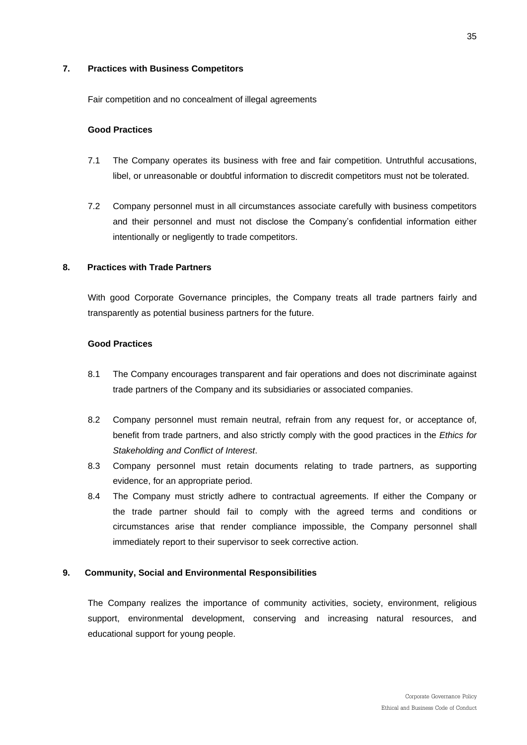## 7. Practices with Business Competitors

Fair competition and no concealment of illegal agreements

**Good Practices**

7.1 The Company operates its business with free and fair competition. Untruthful accusations, libel, or unreasonable or doubtful information to discredit competitors must not be tolerated.

7.2 Company personnel must in all circumstances associate carefully with business competitors and their personnel and must not disclose the Company's confidential information either intentionally or negligently to trade competitors.

## 8. Practices with Trade Partners

With good Corporate Governance principles, the Company treats all trade partners fairly and transparently as potential business partners for the future.

**Good Practices**

8.1 The Company encourages transparent and fair operations and does not discriminate against trade partners of the Company and its subsidiaries or associated companies.

8.2 Company personnel must remain neutral, refrain from any request for, or acceptance of, benefit from trade partners, and also strictly comply with the good practices in the *Ethics for Stakeholding and Conflict of Interest*.

8.3 Company personnel must retain documents relating to trade partners, as supporting evidence, for an appropriate period.

8.4 The Company must strictly adhere to contractual agreements. If either the Company or the trade partner should fail to comply with the agreed terms and conditions or circumstances arise that render compliance impossible, the Company personnel shall immediately report to their supervisor to seek corrective action.

## 9. Community, Social and Environmental Responsibilities

The Company realizes the importance of community activities, society, environment, religious support, environmental development, conserving and increasing natural resources, and educational support for young people.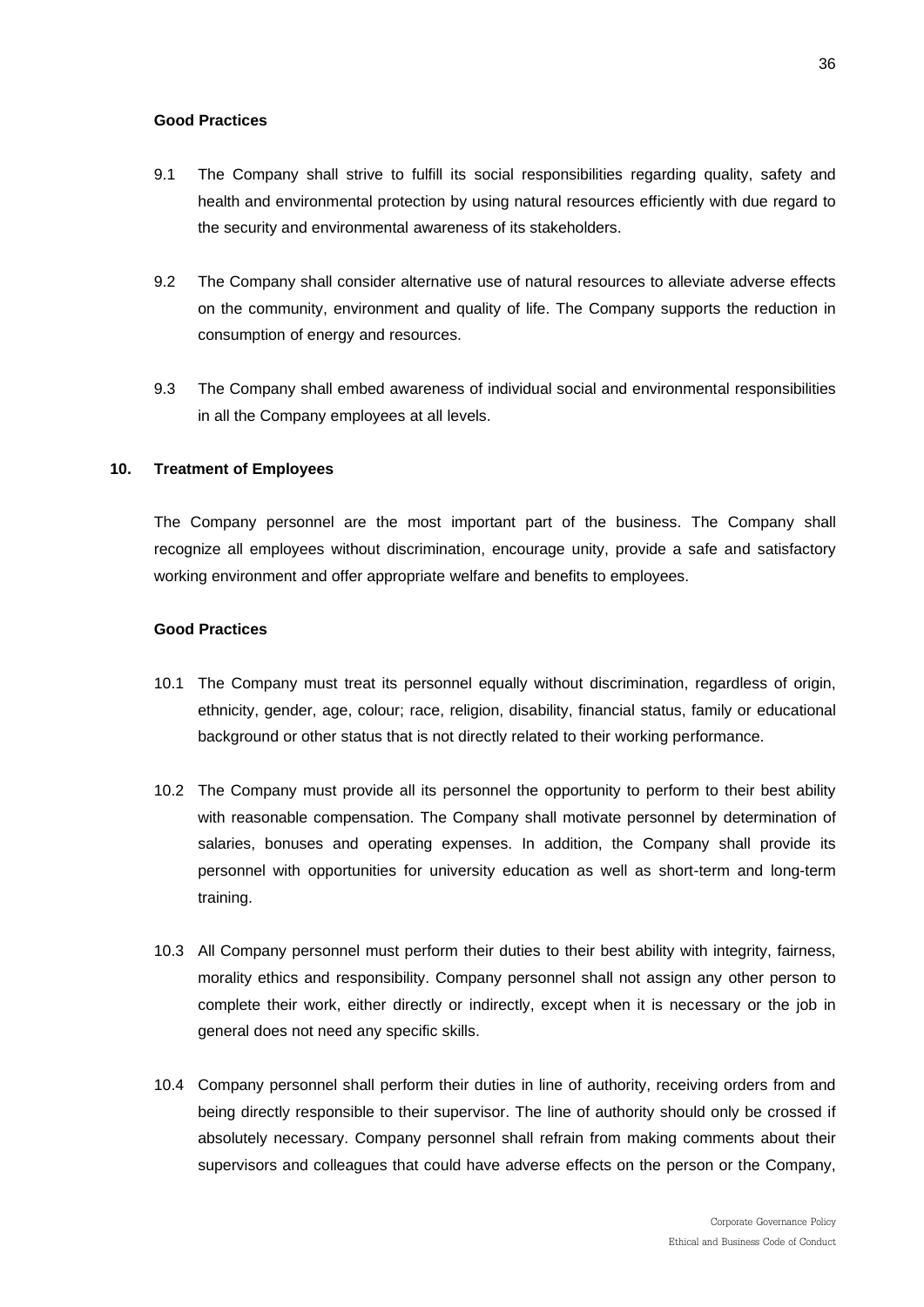**Good Practices**

9.1 The Company shall strive to fulfill its social responsibilities regarding quality, safety and health and environmental protection by using natural resources efficiently with due regard to the security and environmental awareness of its stakeholders.

9.2 The Company shall consider alternative use of natural resources to alleviate adverse effects on the community, environment and quality of life. The Company supports the reduction in consumption of energy and resources.

9.3 The Company shall embed awareness of individual social and environmental responsibilities in all the Company employees at all levels.

## 10. Treatment of Employees

The Company personnel are the most important part of the business. The Company shall recognize all employees without discrimination, encourage unity, provide a safe and satisfactory working environment and offer appropriate welfare and benefits to employees.

**Good Practices**

10.1 The Company must treat its personnel equally without discrimination, regardless of origin, ethnicity, gender, age, colour; race, religion, disability, financial status, family or educational background or other status that is not directly related to their working performance.

10.2 The Company must provide all its personnel the opportunity to perform to their best ability with reasonable compensation. The Company shall motivate personnel by determination of salaries, bonuses and operating expenses. In addition, the Company shall provide its personnel with opportunities for university education as well as short-term and long-term training.

10.3 All Company personnel must perform their duties to their best ability with integrity, fairness, morality ethics and responsibility. Company personnel shall not assign any other person to complete their work, either directly or indirectly, except when it is necessary or the job in general does not need any specific skills.

10.4 Company personnel shall perform their duties in line of authority, receiving orders from and being directly responsible to their supervisor. The line of authority should only be crossed if absolutely necessary. Company personnel shall refrain from making comments about their supervisors and colleagues that could have adverse effects on the person or the Company,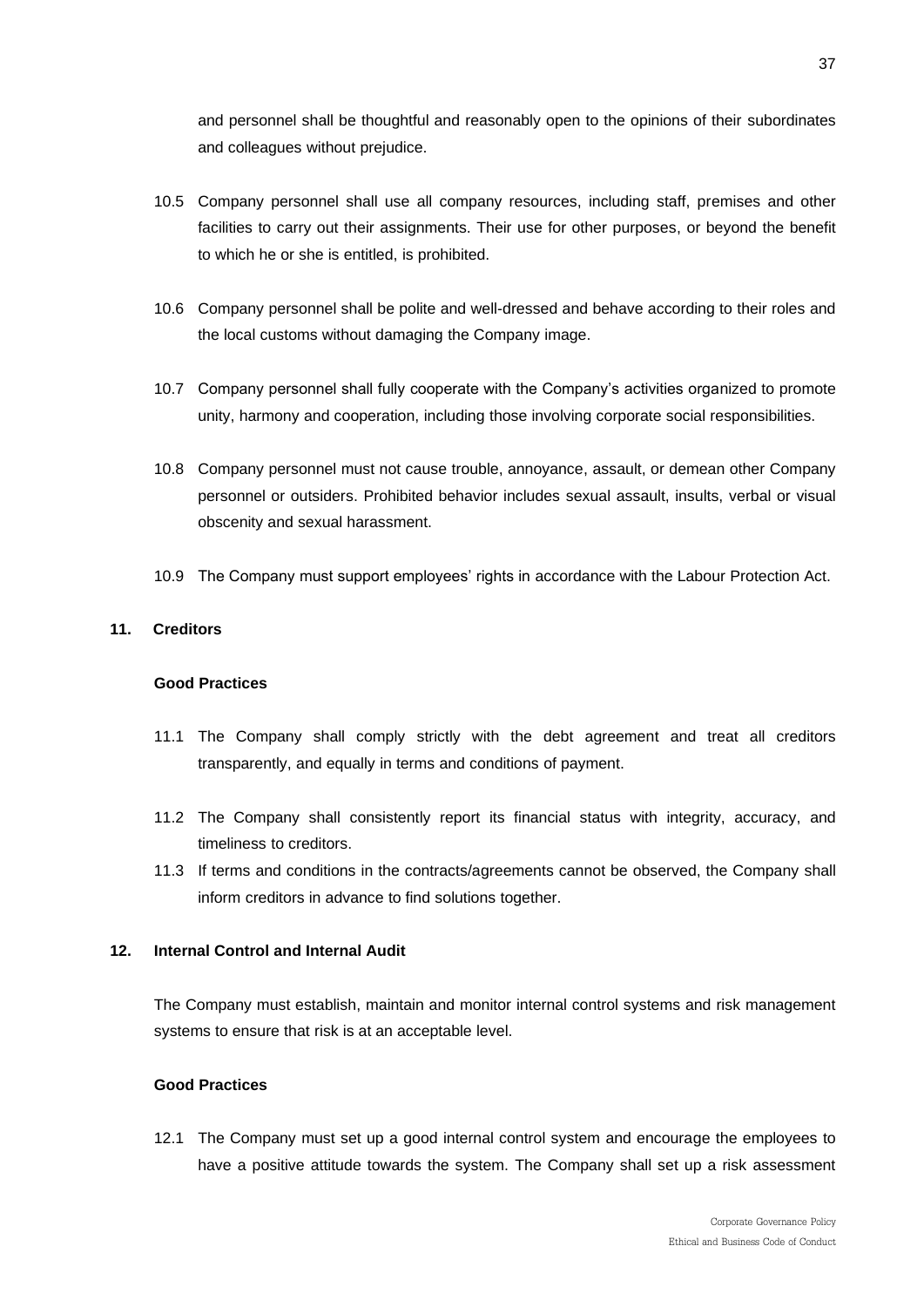and personnel shall be thoughtful and reasonably open to the opinions of their subordinates and colleagues without prejudice.

10.5 Company personnel shall use all company resources, including staff, premises and other facilities to carry out their assignments. Their use for other purposes, or beyond the benefit to which he or she is entitled, is prohibited.

10.6 Company personnel shall be polite and well-dressed and behave according to their roles and the local customs without damaging the Company image.

10.7 Company personnel shall fully cooperate with the Company's activities organized to promote unity, harmony and cooperation, including those involving corporate social responsibilities.

10.8 Company personnel must not cause trouble, annoyance, assault, or demean other Company personnel or outsiders. Prohibited behavior includes sexual assault, insults, verbal or visual obscenity and sexual harassment.

10.9 The Company must support employees' rights in accordance with the Labour Protection Act.

## 11. Creditors

### Good Practices

11.1 The Company shall comply strictly with the debt agreement and treat all creditors transparently, and equally in terms and conditions of payment.

11.2 The Company shall consistently report its financial status with integrity, accuracy, and timeliness to creditors.

11.3 If terms and conditions in the contracts/agreements cannot be observed, the Company shall inform creditors in advance to find solutions together.

## 12. Internal Control and Internal Audit

The Company must establish, maintain and monitor internal control systems and risk management systems to ensure that risk is at an acceptable level.

### Good Practices

12.1 The Company must set up a good internal control system and encourage the employees to have a positive attitude towards the system. The Company shall set up a risk assessment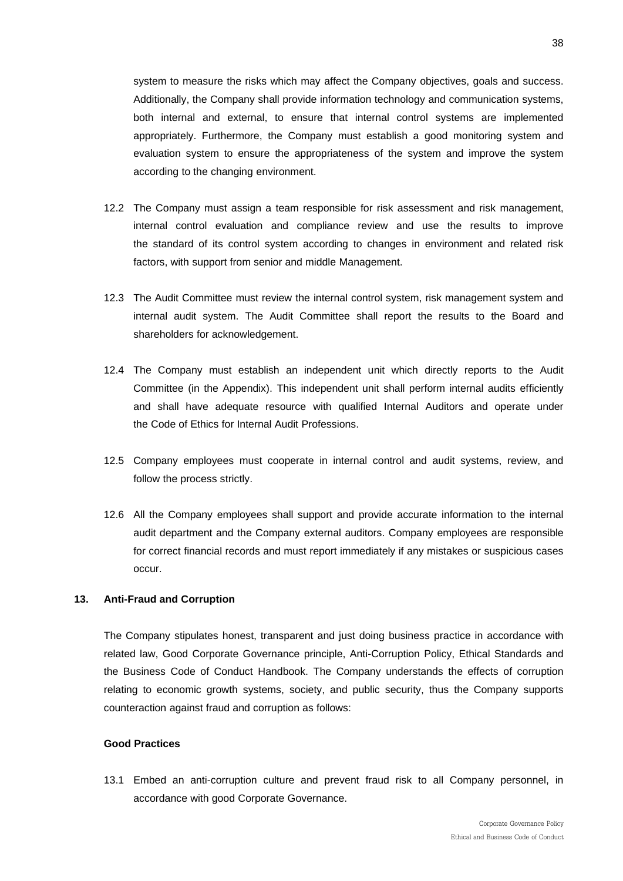system to measure the risks which may affect the Company objectives, goals and success. Additionally, the Company shall provide information technology and communication systems, both internal and external, to ensure that internal control systems are implemented appropriately. Furthermore, the Company must establish a good monitoring system and evaluation system to ensure the appropriateness of the system and improve the system according to the changing environment.

12.2 The Company must assign a team responsible for risk assessment and risk management, internal control evaluation and compliance review and use the results to improve the standard of its control system according to changes in environment and related risk factors, with support from senior and middle Management.

12.3 The Audit Committee must review the internal control system, risk management system and internal audit system. The Audit Committee shall report the results to the Board and shareholders for acknowledgement.

12.4 The Company must establish an independent unit which directly reports to the Audit Committee (in the Appendix). This independent unit shall perform internal audits efficiently and shall have adequate resource with qualified Internal Auditors and operate under the Code of Ethics for Internal Audit Professions.

12.5 Company employees must cooperate in internal control and audit systems, review, and follow the process strictly.

12.6 All the Company employees shall support and provide accurate information to the internal audit department and the Company external auditors. Company employees are responsible for correct financial records and must report immediately if any mistakes or suspicious cases occur.

## 13. Anti-Fraud and Corruption

The Company stipulates honest, transparent and just doing business practice in accordance with related law, Good Corporate Governance principle, Anti-Corruption Policy, Ethical Standards and the Business Code of Conduct Handbook. The Company understands the effects of corruption relating to economic growth systems, society, and public security, thus the Company supports counteraction against fraud and corruption as follows:

**Good Practices**

13.1 Embed an anti-corruption culture and prevent fraud risk to all Company personnel, in accordance with good Corporate Governance.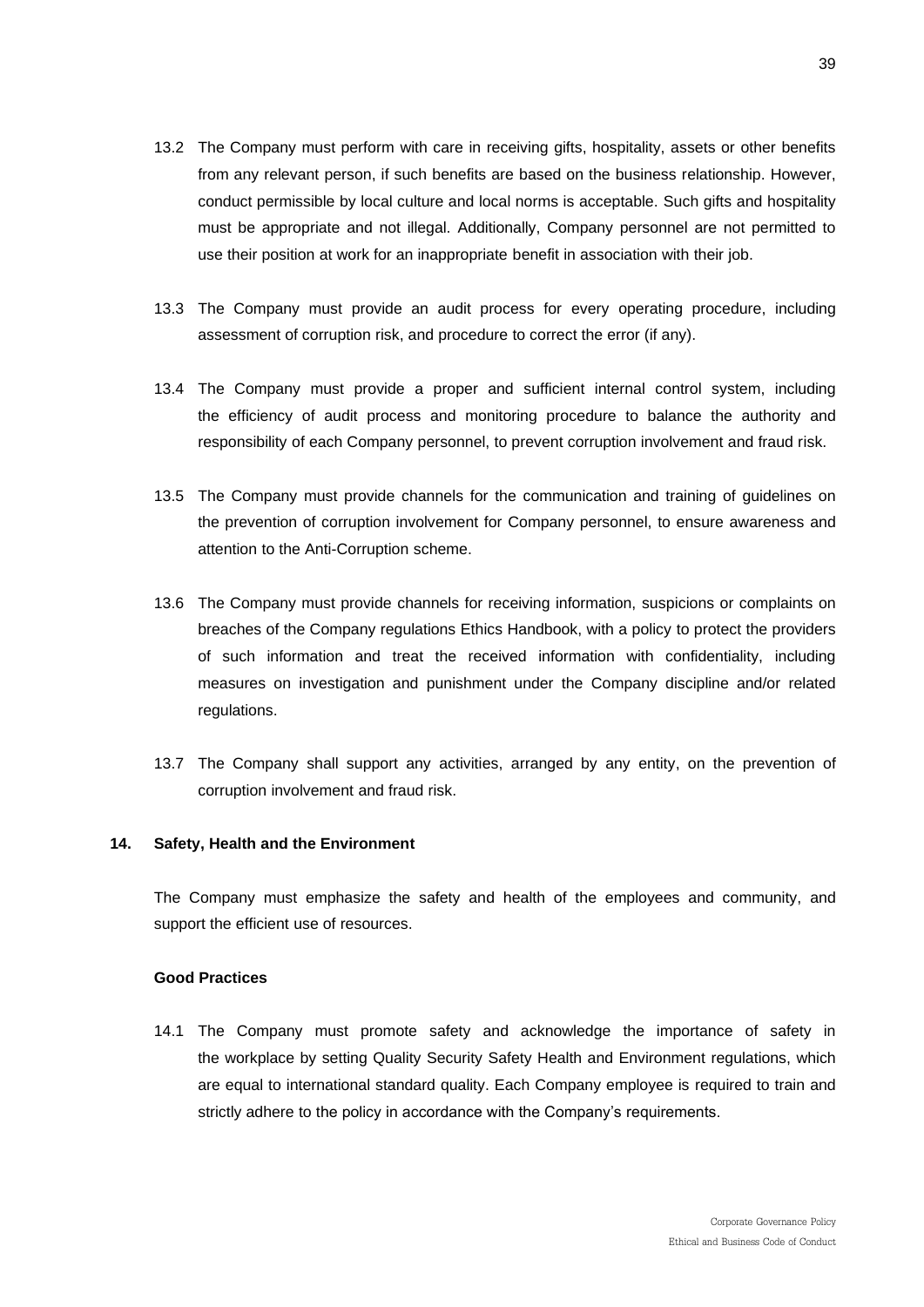13.2 The Company must perform with care in receiving gifts, hospitality, assets or other benefits from any relevant person, if such benefits are based on the business relationship. However, conduct permissible by local culture and local norms is acceptable. Such gifts and hospitality must be appropriate and not illegal. Additionally, Company personnel are not permitted to use their position at work for an inappropriate benefit in association with their job.

13.3 The Company must provide an audit process for every operating procedure, including assessment of corruption risk, and procedure to correct the error (if any).

13.4 The Company must provide a proper and sufficient internal control system, including the efficiency of audit process and monitoring procedure to balance the authority and responsibility of each Company personnel, to prevent corruption involvement and fraud risk.

13.5 The Company must provide channels for the communication and training of guidelines on the prevention of corruption involvement for Company personnel, to ensure awareness and attention to the Anti-Corruption scheme.

13.6 The Company must provide channels for receiving information, suspicions or complaints on breaches of the Company regulations Ethics Handbook, with a policy to protect the providers of such information and treat the received information with confidentiality, including measures on investigation and punishment under the Company discipline and/or related regulations.

13.7 The Company shall support any activities, arranged by any entity, on the prevention of corruption involvement and fraud risk.

## 14. Safety, Health and the Environment

The Company must emphasize the safety and health of the employees and community, and support the efficient use of resources.

### Good Practices

14.1 The Company must promote safety and acknowledge the importance of safety in the workplace by setting Quality Security Safety Health and Environment regulations, which are equal to international standard quality. Each Company employee is required to train and strictly adhere to the policy in accordance with the Company's requirements.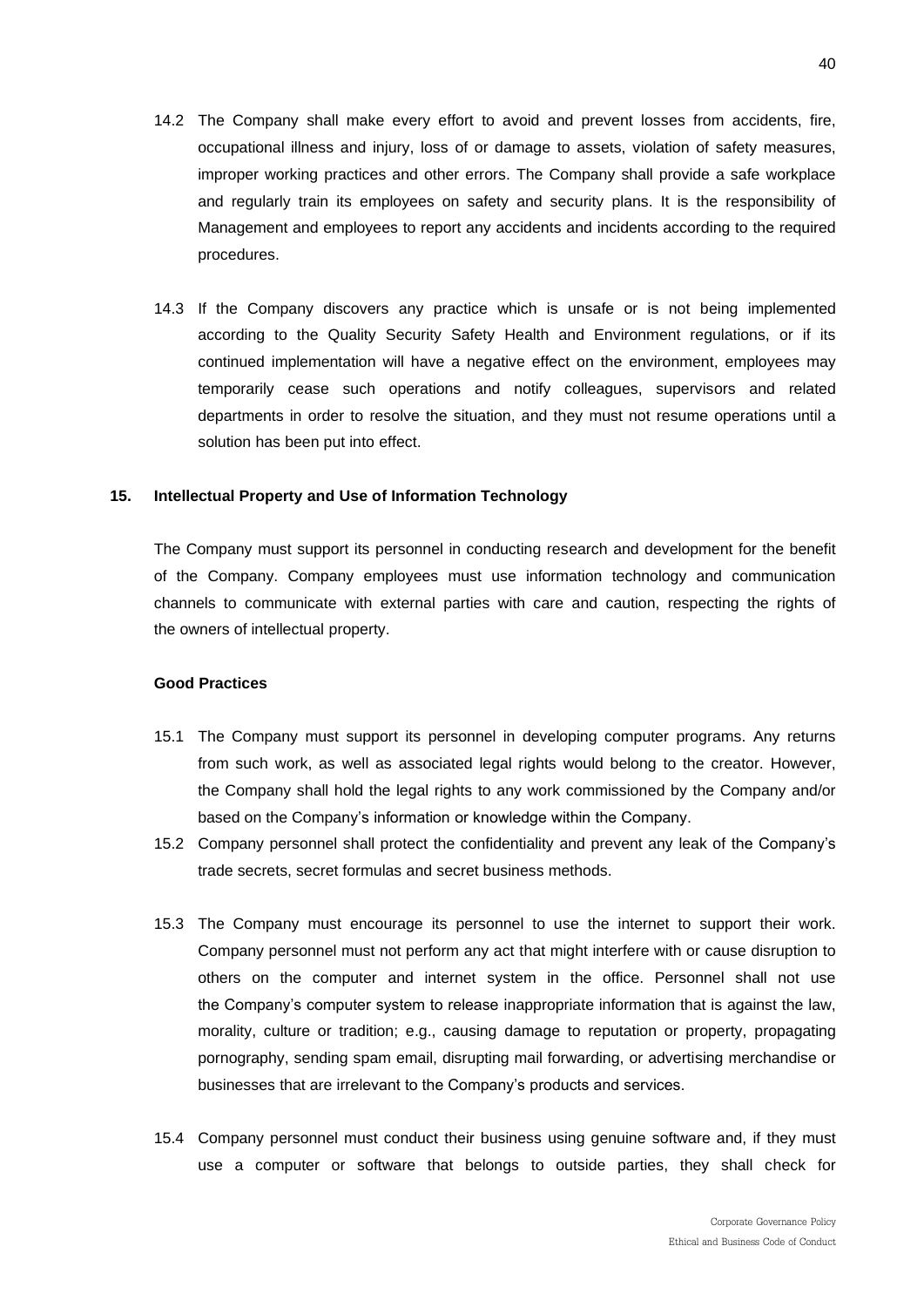14.2 The Company shall make every effort to avoid and prevent losses from accidents, fire, occupational illness and injury, loss of or damage to assets, violation of safety measures, improper working practices and other errors. The Company shall provide a safe workplace and regularly train its employees on safety and security plans. It is the responsibility of Management and employees to report any accidents and incidents according to the required procedures.

14.3 If the Company discovers any practice which is unsafe or is not being implemented according to the Quality Security Safety Health and Environment regulations, or if its continued implementation will have a negative effect on the environment, employees may temporarily cease such operations and notify colleagues, supervisors and related departments in order to resolve the situation, and they must not resume operations until a solution has been put into effect.

## 15. Intellectual Property and Use of Information Technology

The Company must support its personnel in conducting research and development for the benefit of the Company. Company employees must use information technology and communication channels to communicate with external parties with care and caution, respecting the rights of the owners of intellectual property.

**Good Practices**

15.1 The Company must support its personnel in developing computer programs. Any returns from such work, as well as associated legal rights would belong to the creator. However, the Company shall hold the legal rights to any work commissioned by the Company and/or based on the Company's information or knowledge within the Company.

15.2 Company personnel shall protect the confidentiality and prevent any leak of the Company's trade secrets, secret formulas and secret business methods.

15.3 The Company must encourage its personnel to use the internet to support their work. Company personnel must not perform any act that might interfere with or cause disruption to others on the computer and internet system in the office. Personnel shall not use the Company's computer system to release inappropriate information that is against the law, morality, culture or tradition; e.g., causing damage to reputation or property, propagating pornography, sending spam email, disrupting mail forwarding, or advertising merchandise or businesses that are irrelevant to the Company's products and services.

15.4 Company personnel must conduct their business using genuine software and, if they must use a computer or software that belongs to outside parties, they shall check for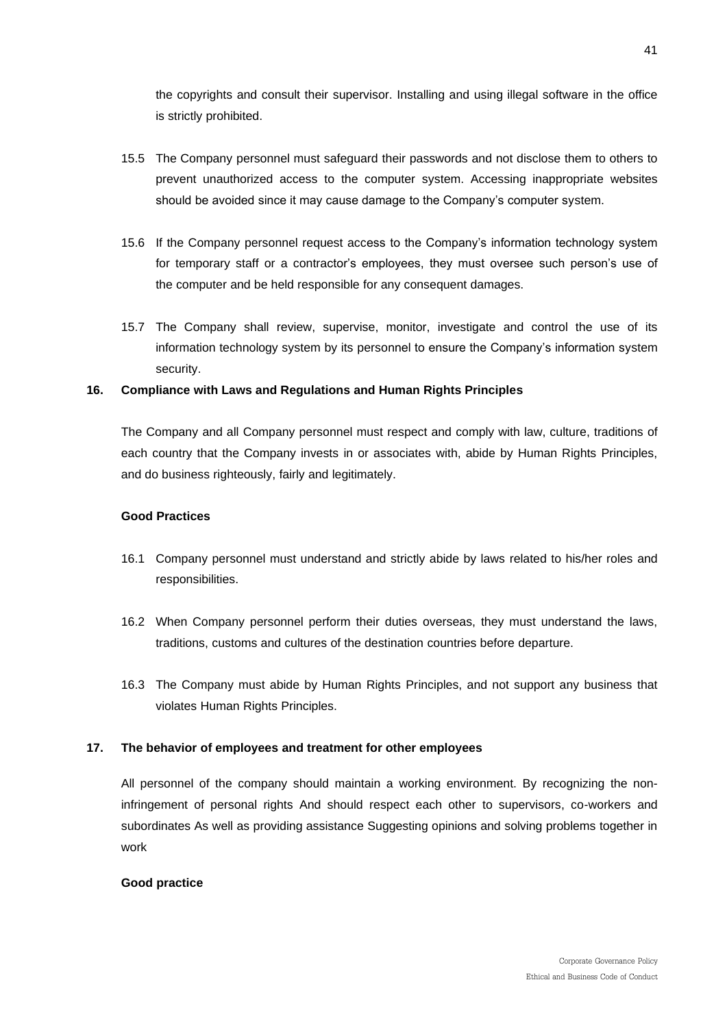the copyrights and consult their supervisor. Installing and using illegal software in the office is strictly prohibited.

15.5 The Company personnel must safeguard their passwords and not disclose them to others to prevent unauthorized access to the computer system. Accessing inappropriate websites should be avoided since it may cause damage to the Company's computer system.

15.6 If the Company personnel request access to the Company's information technology system for temporary staff or a contractor's employees, they must oversee such person's use of the computer and be held responsible for any consequent damages.

15.7 The Company shall review, supervise, monitor, investigate and control the use of its information technology system by its personnel to ensure the Company's information system security.

## 16. Compliance with Laws and Regulations and Human Rights Principles

The Company and all Company personnel must respect and comply with law, culture, traditions of each country that the Company invests in or associates with, abide by Human Rights Principles, and do business righteously, fairly and legitimately.

**Good Practices**

16.1 Company personnel must understand and strictly abide by laws related to his/her roles and responsibilities.

16.2 When Company personnel perform their duties overseas, they must understand the laws, traditions, customs and cultures of the destination countries before departure.

16.3 The Company must abide by Human Rights Principles, and not support any business that violates Human Rights Principles.

## 17. The behavior of employees and treatment for other employees

All personnel of the company should maintain a working environment. By recognizing the non-infringement of personal rights And should respect each other to supervisors, co-workers and subordinates As well as providing assistance Suggesting opinions and solving problems together in work

**Good practice**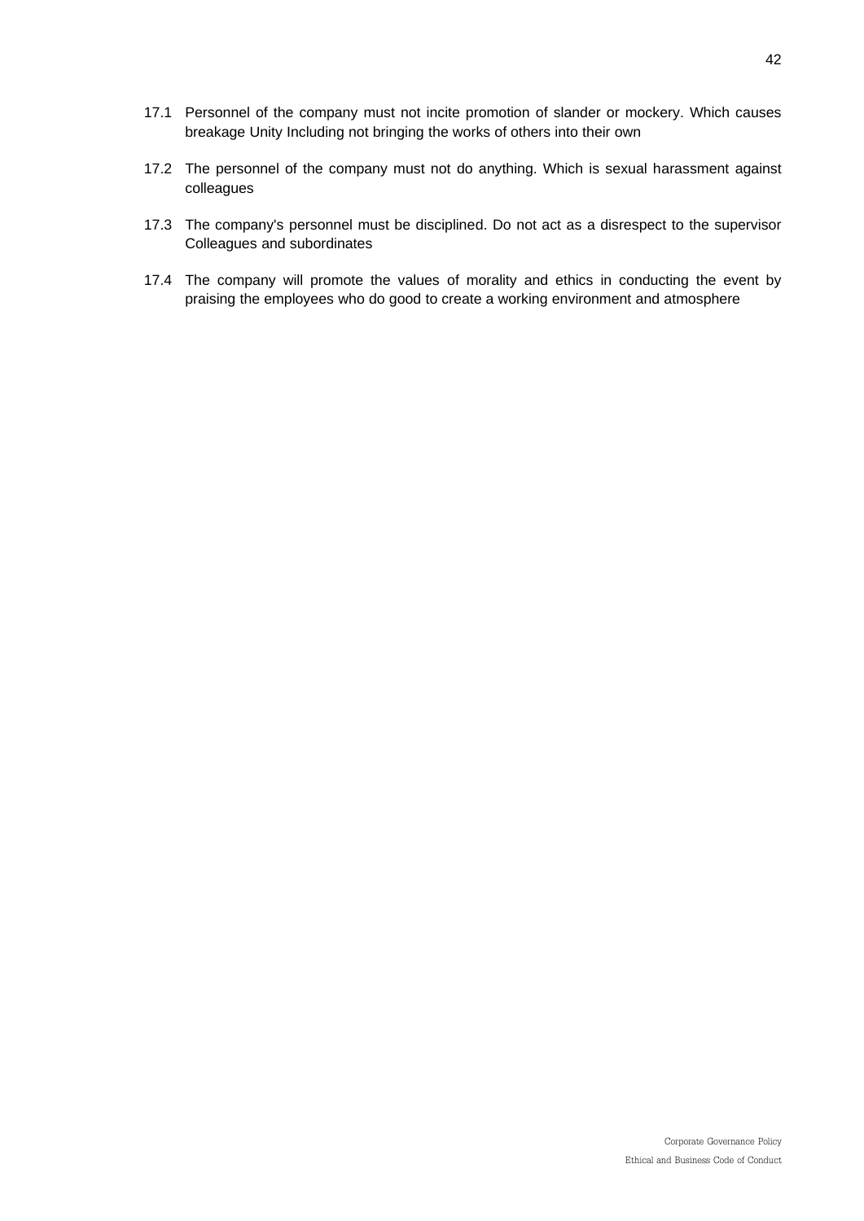17.1 Personnel of the company must not incite promotion of slander or mockery. Which causes breakage Unity Including not bringing the works of others into their own

17.2 The personnel of the company must not do anything. Which is sexual harassment against colleagues

17.3 The company's personnel must be disciplined. Do not act as a disrespect to the supervisor Colleagues and subordinates

17.4 The company will promote the values of morality and ethics in conducting the event by praising the employees who do good to create a working environment and atmosphere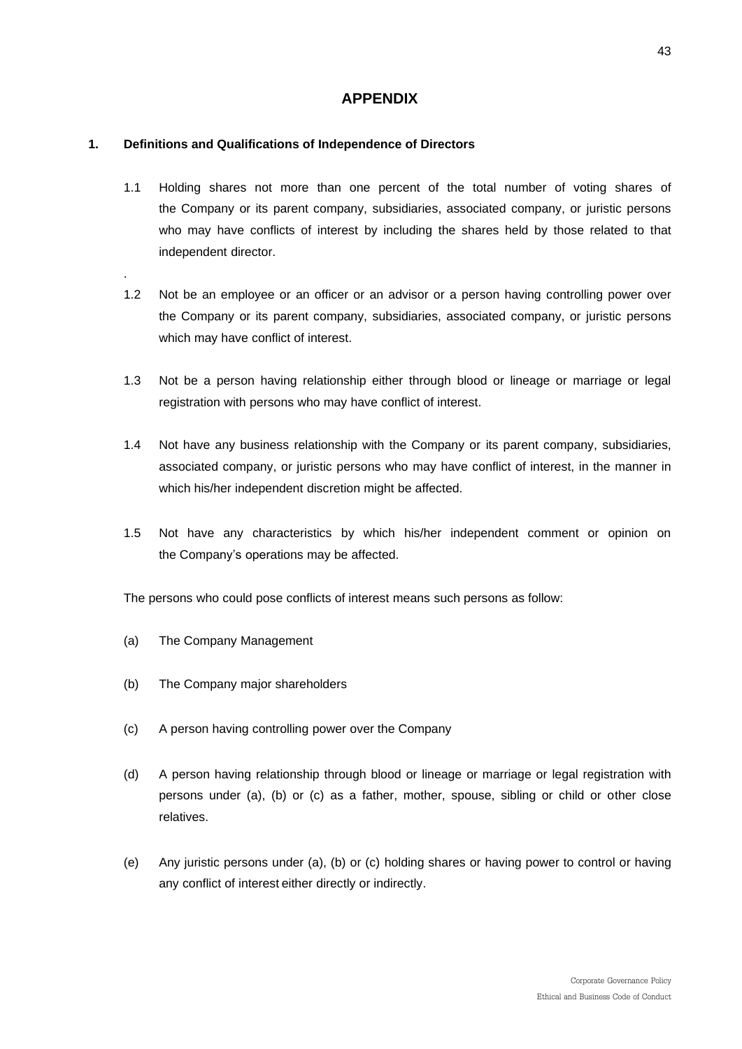# APPENDIX

## 1. Definitions and Qualifications of Independence of Directors

1.1 Holding shares not more than one percent of the total number of voting shares of the Company or its parent company, subsidiaries, associated company, or juristic persons who may have conflicts of interest by including the shares held by those related to that independent director.

1.2 Not be an employee or an officer or an advisor or a person having controlling power over the Company or its parent company, subsidiaries, associated company, or juristic persons which may have conflict of interest.

1.3 Not be a person having relationship either through blood or lineage or marriage or legal registration with persons who may have conflict of interest.

1.4 Not have any business relationship with the Company or its parent company, subsidiaries, associated company, or juristic persons who may have conflict of interest, in the manner in which his/her independent discretion might be affected.

1.5 Not have any characteristics by which his/her independent comment or opinion on the Company's operations may be affected.

The persons who could pose conflicts of interest means such persons as follow:

(a) The Company Management

(b) The Company major shareholders

(c) A person having controlling power over the Company

(d) A person having relationship through blood or lineage or marriage or legal registration with persons under (a), (b) or (c) as a father, mother, spouse, sibling or child or other close relatives.

(e) Any juristic persons under (a), (b) or (c) holding shares or having power to control or having any conflict of interest either directly or indirectly.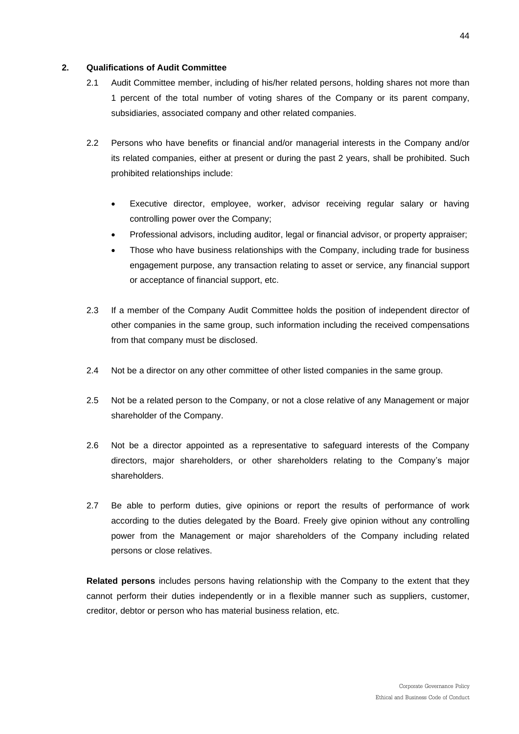**2. Qualifications of Audit Committee**

2.1 Audit Committee member, including of his/her related persons, holding shares not more than 1 percent of the total number of voting shares of the Company or its parent company, subsidiaries, associated company and other related companies.

2.2 Persons who have benefits or financial and/or managerial interests in the Company and/or its related companies, either at present or during the past 2 years, shall be prohibited. Such prohibited relationships include:

- Executive director, employee, worker, advisor receiving regular salary or having controlling power over the Company;
- Professional advisors, including auditor, legal or financial advisor, or property appraiser;
- Those who have business relationships with the Company, including trade for business engagement purpose, any transaction relating to asset or service, any financial support or acceptance of financial support, etc.

2.3 If a member of the Company Audit Committee holds the position of independent director of other companies in the same group, such information including the received compensations from that company must be disclosed.

2.4 Not be a director on any other committee of other listed companies in the same group.

2.5 Not be a related person to the Company, or not a close relative of any Management or major shareholder of the Company.

2.6 Not be a director appointed as a representative to safeguard interests of the Company directors, major shareholders, or other shareholders relating to the Company's major shareholders.

2.7 Be able to perform duties, give opinions or report the results of performance of work according to the duties delegated by the Board. Freely give opinion without any controlling power from the Management or major shareholders of the Company including related persons or close relatives.

**Related persons** includes persons having relationship with the Company to the extent that they cannot perform their duties independently or in a flexible manner such as suppliers, customer, creditor, debtor or person who has material business relation, etc.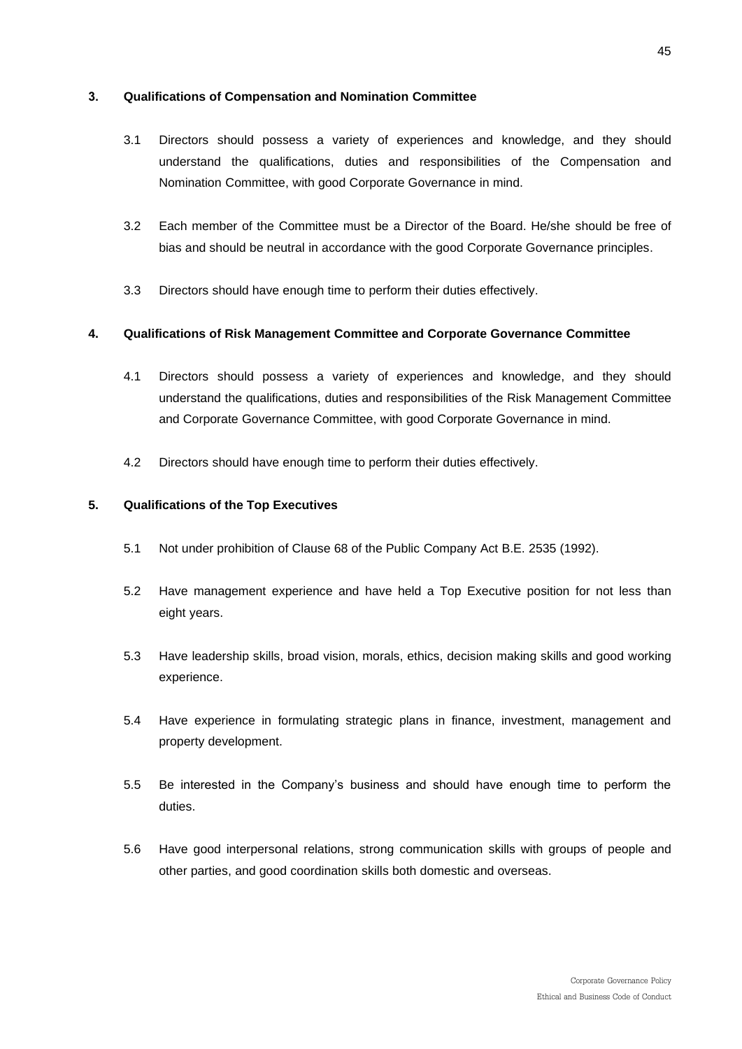### 3. Qualifications of Compensation and Nomination Committee

3.1 Directors should possess a variety of experiences and knowledge, and they should understand the qualifications, duties and responsibilities of the Compensation and Nomination Committee, with good Corporate Governance in mind.

3.2 Each member of the Committee must be a Director of the Board. He/she should be free of bias and should be neutral in accordance with the good Corporate Governance principles.

3.3 Directors should have enough time to perform their duties effectively.

### 4. Qualifications of Risk Management Committee and Corporate Governance Committee

4.1 Directors should possess a variety of experiences and knowledge, and they should understand the qualifications, duties and responsibilities of the Risk Management Committee and Corporate Governance Committee, with good Corporate Governance in mind.

4.2 Directors should have enough time to perform their duties effectively.

### 5. Qualifications of the Top Executives

5.1 Not under prohibition of Clause 68 of the Public Company Act B.E. 2535 (1992).

5.2 Have management experience and have held a Top Executive position for not less than eight years.

5.3 Have leadership skills, broad vision, morals, ethics, decision making skills and good working experience.

5.4 Have experience in formulating strategic plans in finance, investment, management and property development.

5.5 Be interested in the Company's business and should have enough time to perform the duties.

5.6 Have good interpersonal relations, strong communication skills with groups of people and other parties, and good coordination skills both domestic and overseas.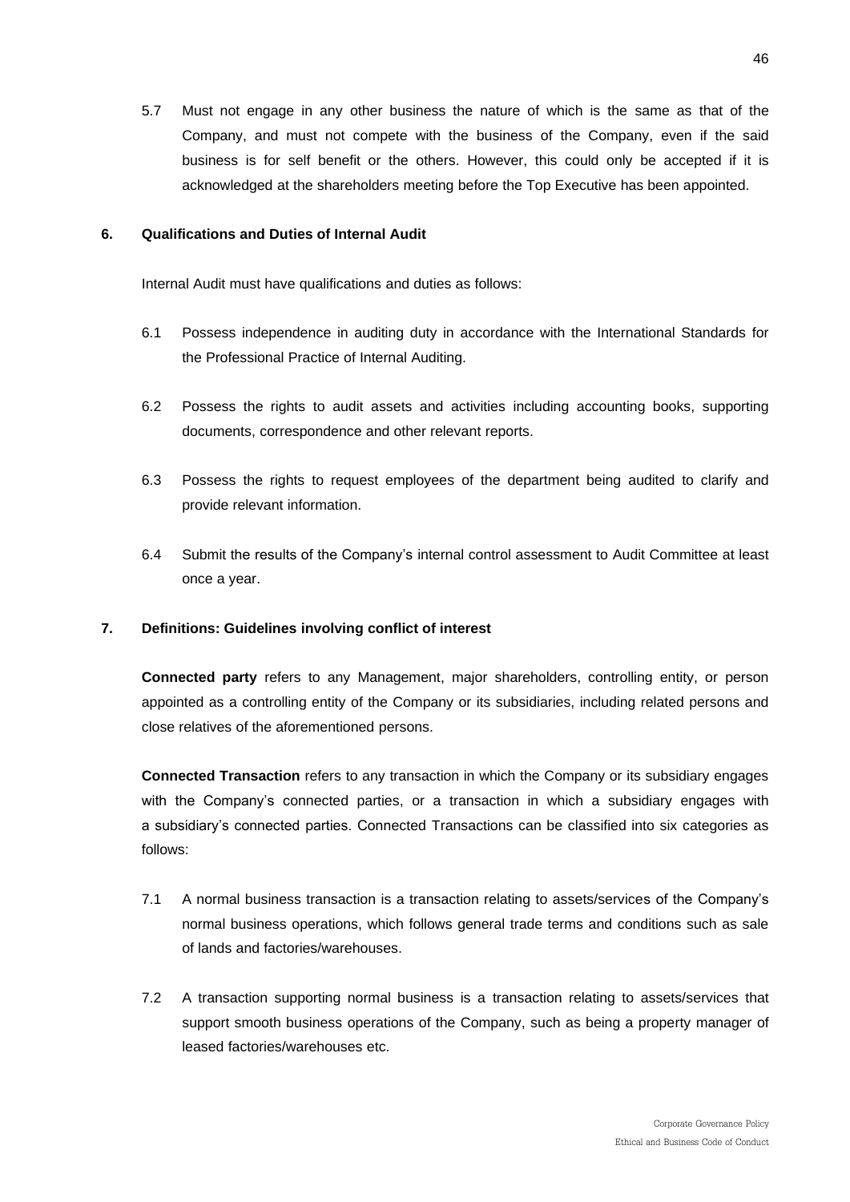5.7 Must not engage in any other business the nature of which is the same as that of the Company, and must not compete with the business of the Company, even if the said business is for self benefit or the others. However, this could only be accepted if it is acknowledged at the shareholders meeting before the Top Executive has been appointed.

## 6. Qualifications and Duties of Internal Audit

Internal Audit must have qualifications and duties as follows:

6.1 Possess independence in auditing duty in accordance with the International Standards for the Professional Practice of Internal Auditing.

6.2 Possess the rights to audit assets and activities including accounting books, supporting documents, correspondence and other relevant reports.

6.3 Possess the rights to request employees of the department being audited to clarify and provide relevant information.

6.4 Submit the results of the Company's internal control assessment to Audit Committee at least once a year.

## 7. Definitions: Guidelines involving conflict of interest

**Connected party** refers to any Management, major shareholders, controlling entity, or person appointed as a controlling entity of the Company or its subsidiaries, including related persons and close relatives of the aforementioned persons.

**Connected Transaction** refers to any transaction in which the Company or its subsidiary engages with the Company's connected parties, or a transaction in which a subsidiary engages with a subsidiary's connected parties. Connected Transactions can be classified into six categories as follows:

7.1 A normal business transaction is a transaction relating to assets/services of the Company's normal business operations, which follows general trade terms and conditions such as sale of lands and factories/warehouses.

7.2 A transaction supporting normal business is a transaction relating to assets/services that support smooth business operations of the Company, such as being a property manager of leased factories/warehouses etc.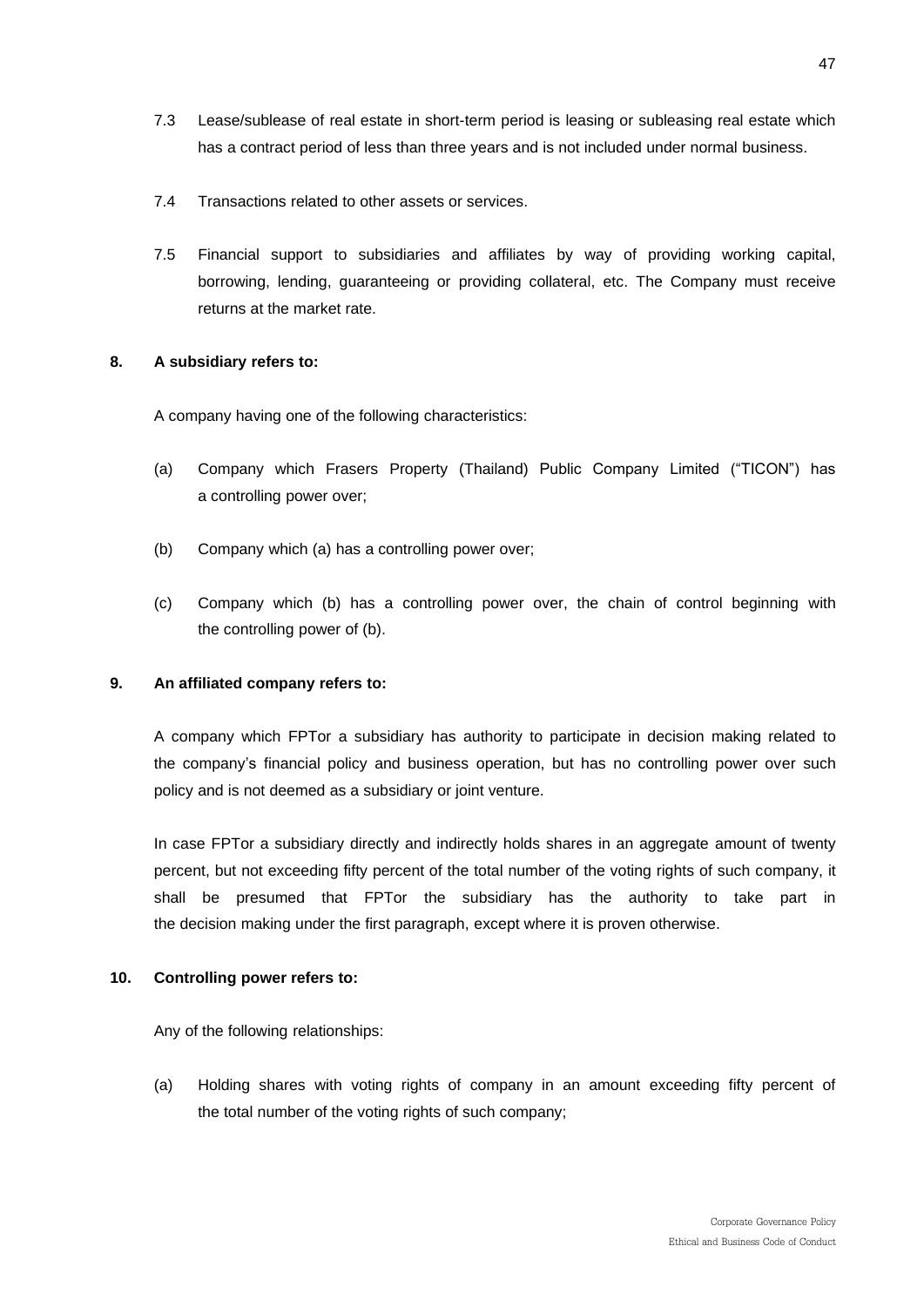7.3 Lease/sublease of real estate in short-term period is leasing or subleasing real estate which has a contract period of less than three years and is not included under normal business.

7.4 Transactions related to other assets or services.

7.5 Financial support to subsidiaries and affiliates by way of providing working capital, borrowing, lending, guaranteeing or providing collateral, etc. The Company must receive returns at the market rate.

**8. A subsidiary refers to:**

A company having one of the following characteristics:

(a) Company which Frasers Property (Thailand) Public Company Limited ("TICON") has a controlling power over;

(b) Company which (a) has a controlling power over;

(c) Company which (b) has a controlling power over, the chain of control beginning with the controlling power of (b).

**9. An affiliated company refers to:**

A company which FPTor a subsidiary has authority to participate in decision making related to the company's financial policy and business operation, but has no controlling power over such policy and is not deemed as a subsidiary or joint venture.

In case FPTor a subsidiary directly and indirectly holds shares in an aggregate amount of twenty percent, but not exceeding fifty percent of the total number of the voting rights of such company, it shall be presumed that FPTor the subsidiary has the authority to take part in the decision making under the first paragraph, except where it is proven otherwise.

**10. Controlling power refers to:**

Any of the following relationships:

(a) Holding shares with voting rights of company in an amount exceeding fifty percent of the total number of the voting rights of such company;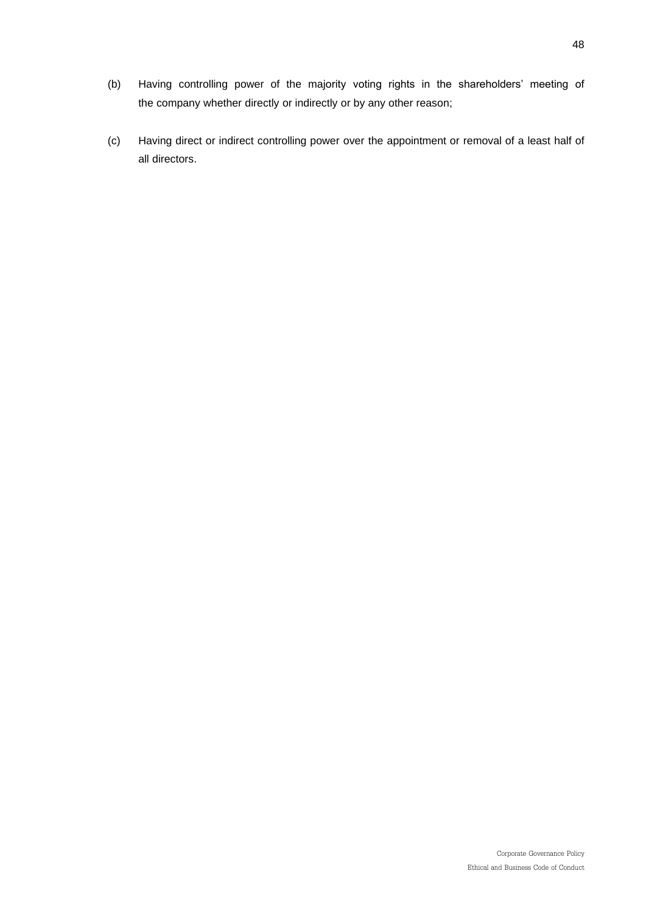(b) Having controlling power of the majority voting rights in the shareholders' meeting of the company whether directly or indirectly or by any other reason;

(c) Having direct or indirect controlling power over the appointment or removal of a least half of all directors.